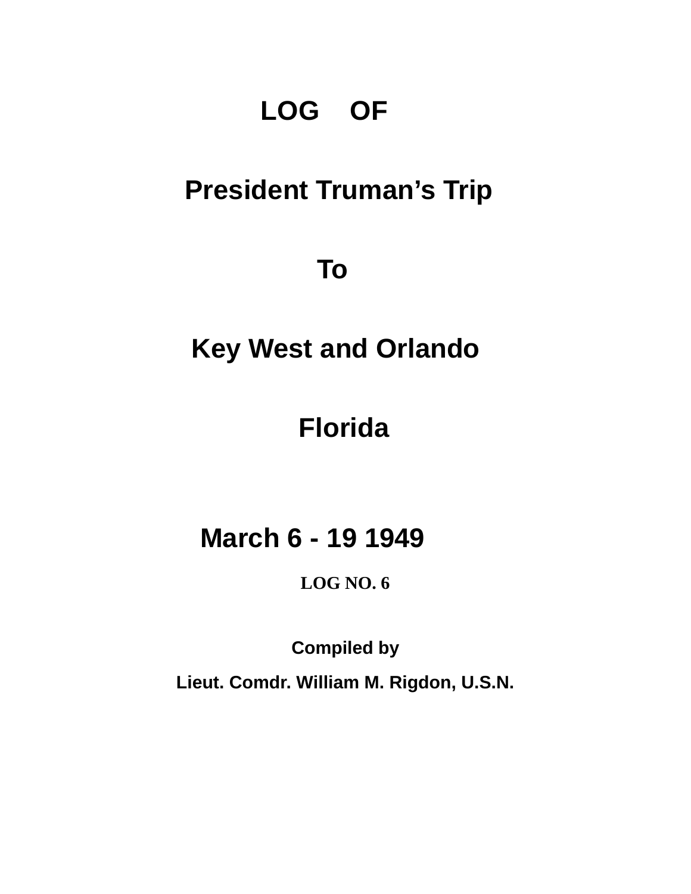# LOG OF

# President Truman's Trip

# To

# Key West and Orlando

# Florida

## March 6 - 19 1949

**LOG NO. 6**

**Compiled by**

**Lieut. Comdr. William M. Rigdon, U.S.N.**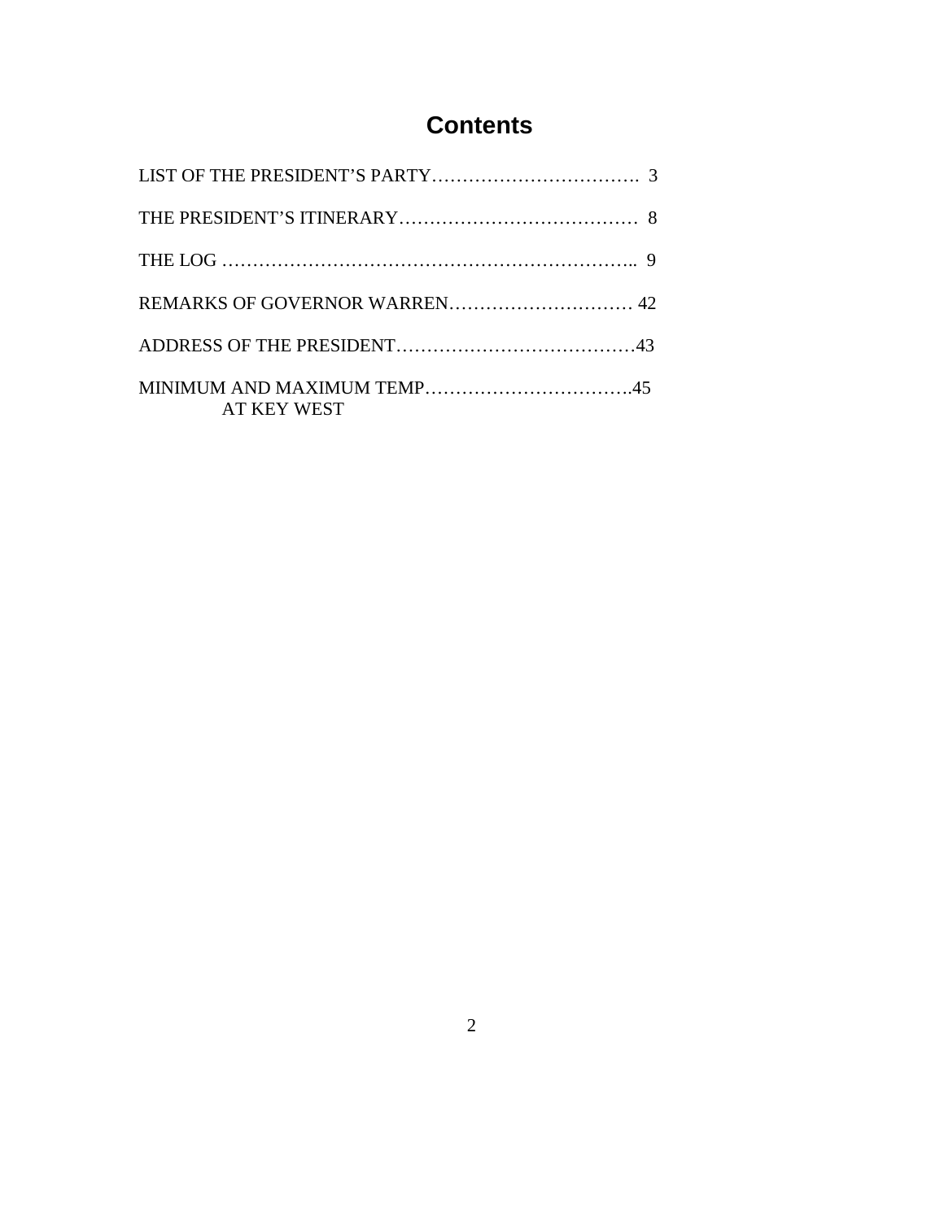# Contents

LIST OF THE PRESIDENT'S PARTY……………………………. 3

THE PRESIDENT'S ITINERARY………………………………… 8

THE LOG ……………………………………………………….. 9

REMARKS OF GOVERNOR WARREN………………………… 42

ADDRESS OF THE PRESIDENT…………………………………43

MINIMUM AND MAXIMUM TEMP…………………………….45
AT KEY WEST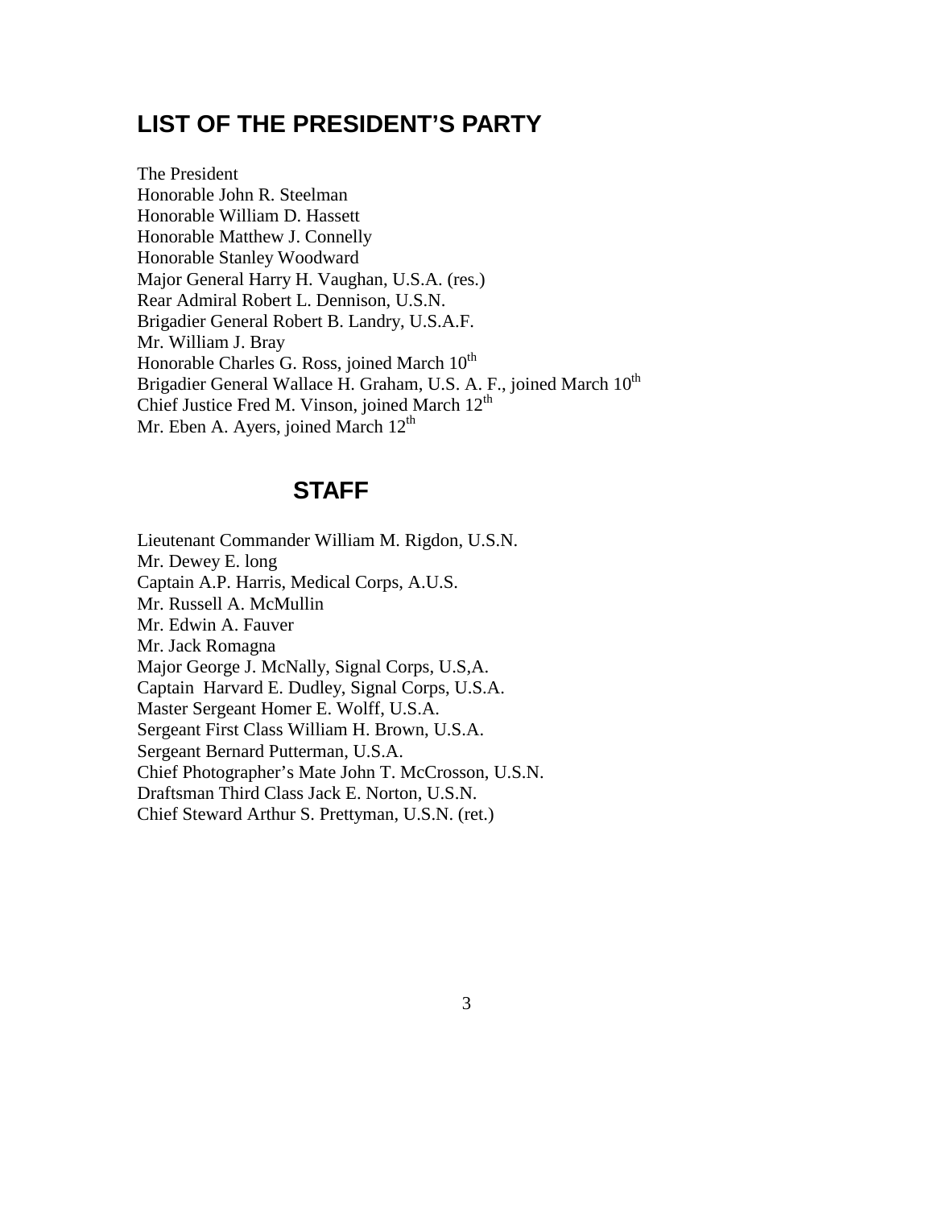## LIST OF THE PRESIDENT'S PARTY

The President
Honorable John R. Steelman
Honorable William D. Hassett
Honorable Matthew J. Connelly
Honorable Stanley Woodward
Major General Harry H. Vaughan, U.S.A. (res.)
Rear Admiral Robert L. Dennison, U.S.N.
Brigadier General Robert B. Landry, U.S.A.F.
Mr. William J. Bray
Honorable Charles G. Ross, joined March 10th
Brigadier General Wallace H. Graham, U.S. A. F., joined March 10th
Chief Justice Fred M. Vinson, joined March 12th
Mr. Eben A. Ayers, joined March 12th

## STAFF

Lieutenant Commander William M. Rigdon, U.S.N.
Mr. Dewey E. long
Captain A.P. Harris, Medical Corps, A.U.S.
Mr. Russell A. McMullin
Mr. Edwin A. Fauver
Mr. Jack Romagna
Major George J. McNally, Signal Corps, U.S,A.
Captain Harvard E. Dudley, Signal Corps, U.S.A.
Master Sergeant Homer E. Wolff, U.S.A.
Sergeant First Class William H. Brown, U.S.A.
Sergeant Bernard Putterman, U.S.A.
Chief Photographer's Mate John T. McCrosson, U.S.N.
Draftsman Third Class Jack E. Norton, U.S.N.
Chief Steward Arthur S. Prettyman, U.S.N. (ret.)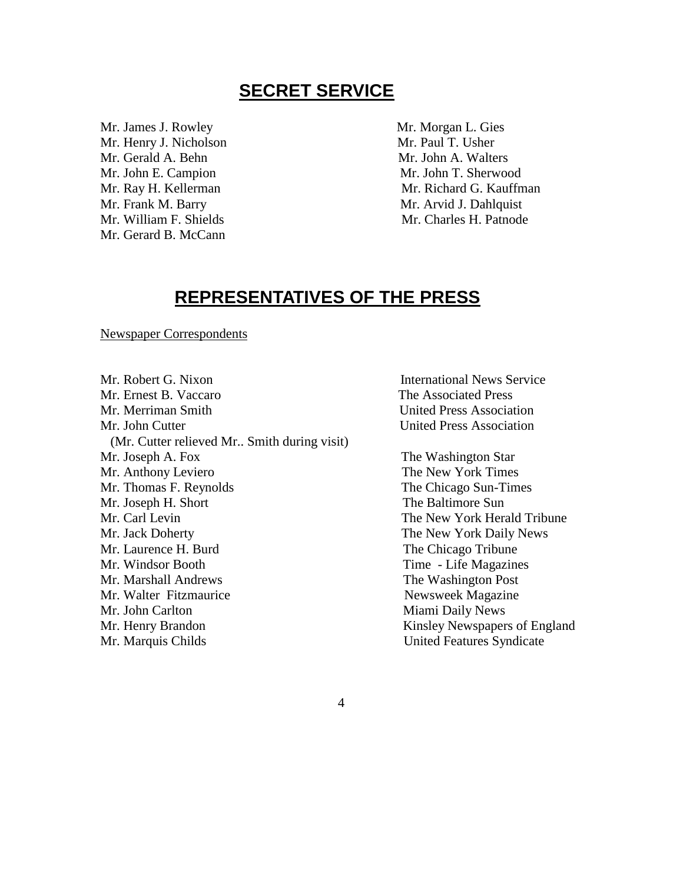## SECRET SERVICE

Mr. James J. Rowley
Mr. Henry J. Nicholson
Mr. Gerald A. Behn
Mr. John E. Campion
Mr. Ray H. Kellerman
Mr. Frank M. Barry
Mr. William F. Shields
Mr. Gerard B. McCann
Mr. Morgan L. Gies
Mr. Paul T. Usher
Mr. John A. Walters
Mr. John T. Sherwood
Mr. Richard G. Kauffman
Mr. Arvid J. Dahlquist
Mr. Charles H. Patnode

## REPRESENTATIVES OF THE PRESS

Newspaper Correspondents

| | |
|---|---|
| Mr. Robert G. Nixon | International News Service |
| Mr. Ernest B. Vaccaro | The Associated Press |
| Mr. Merriman Smith | United Press Association |
| Mr. John Cutter | United Press Association |
| (Mr. Cutter relieved Mr.. Smith during visit) | |
| Mr. Joseph A. Fox | The Washington Star |
| Mr. Anthony Leviero | The New York Times |
| Mr. Thomas F. Reynolds | The Chicago Sun-Times |
| Mr. Joseph H. Short | The Baltimore Sun |
| Mr. Carl Levin | The New York Herald Tribune |
| Mr. Jack Doherty | The New York Daily News |
| Mr. Laurence H. Burd | The Chicago Tribune |
| Mr. Windsor Booth | Time - Life Magazines |
| Mr. Marshall Andrews | The Washington Post |
| Mr. Walter Fitzmaurice | Newsweek Magazine |
| Mr. John Carlton | Miami Daily News |
| Mr. Henry Brandon | Kinsley Newspapers of England |
| Mr. Marquis Childs | United Features Syndicate |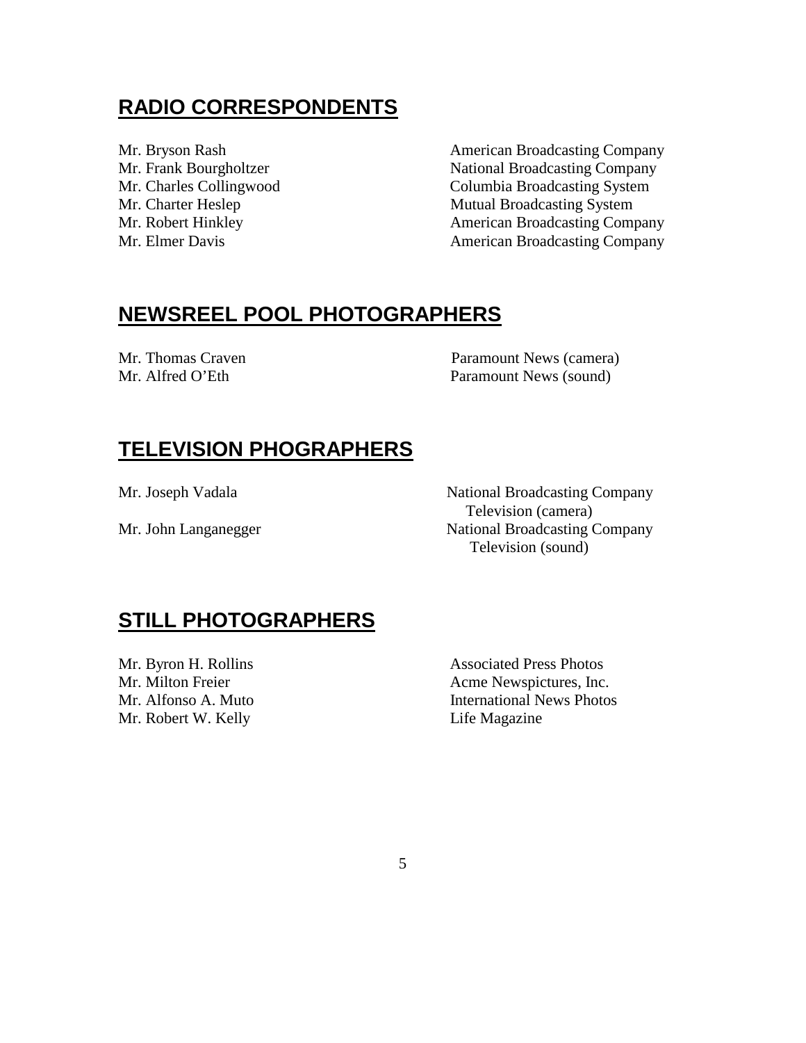## RADIO CORRESPONDENTS

| | |
|---|---|
| Mr. Bryson Rash | American Broadcasting Company |
| Mr. Frank Bourgholtzer | National Broadcasting Company |
| Mr. Charles Collingwood | Columbia Broadcasting System |
| Mr. Charter Heslep | Mutual Broadcasting System |
| Mr. Robert Hinkley | American Broadcasting Company |
| Mr. Elmer Davis | American Broadcasting Company |

## NEWSREEL POOL PHOTOGRAPHERS

| | |
|---|---|
| Mr. Thomas Craven | Paramount News (camera) |
| Mr. Alfred O'Eth | Paramount News (sound) |

## TELEVISION PHOGRAPHERS

| | |
|---|---|
| Mr. Joseph Vadala | National Broadcasting Company Television (camera) |
| Mr. John Langanegger | National Broadcasting Company Television (sound) |

## STILL PHOTOGRAPHERS

| | |
|---|---|
| Mr. Byron H. Rollins | Associated Press Photos |
| Mr. Milton Freier | Acme Newspictures, Inc. |
| Mr. Alfonso A. Muto | International News Photos |
| Mr. Robert W. Kelly | Life Magazine |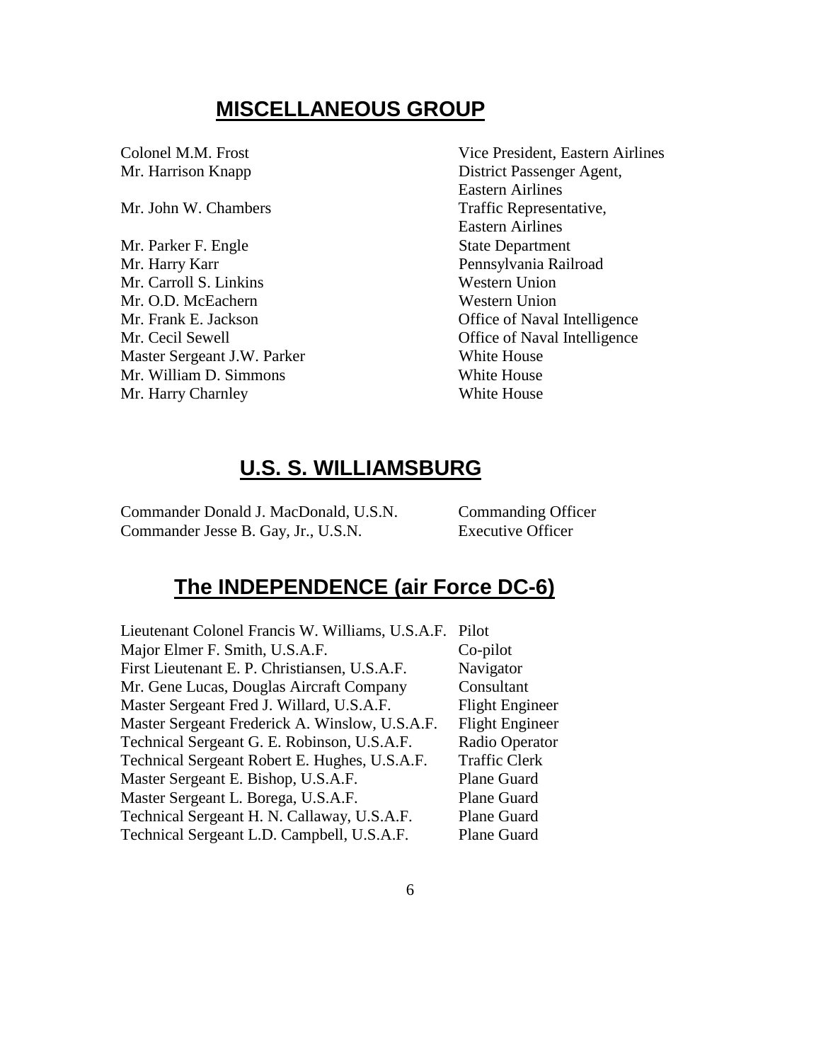## MISCELLANEOUS GROUP

| | |
|---|---|
| Colonel M.M. Frost | Vice President, Eastern Airlines |
| Mr. Harrison Knapp | District Passenger Agent, Eastern Airlines |
| Mr. John W. Chambers | Traffic Representative, Eastern Airlines |
| Mr. Parker F. Engle | State Department |
| Mr. Harry Karr | Pennsylvania Railroad |
| Mr. Carroll S. Linkins | Western Union |
| Mr. O.D. McEachern | Western Union |
| Mr. Frank E. Jackson | Office of Naval Intelligence |
| Mr. Cecil Sewell | Office of Naval Intelligence |
| Master Sergeant J.W. Parker | White House |
| Mr. William D. Simmons | White House |
| Mr. Harry Charnley | White House |

## U.S. S. WILLIAMSBURG

| | |
|---|---|
| Commander Donald J. MacDonald, U.S.N. | Commanding Officer |
| Commander Jesse B. Gay, Jr., U.S.N. | Executive Officer |

## The INDEPENDENCE (air Force DC-6)

| | |
|---|---|
| Lieutenant Colonel Francis W. Williams, U.S.A.F. | Pilot |
| Major Elmer F. Smith, U.S.A.F. | Co-pilot |
| First Lieutenant E. P. Christiansen, U.S.A.F. | Navigator |
| Mr. Gene Lucas, Douglas Aircraft Company | Consultant |
| Master Sergeant Fred J. Willard, U.S.A.F. | Flight Engineer |
| Master Sergeant Frederick A. Winslow, U.S.A.F. | Flight Engineer |
| Technical Sergeant G. E. Robinson, U.S.A.F. | Radio Operator |
| Technical Sergeant Robert E. Hughes, U.S.A.F. | Traffic Clerk |
| Master Sergeant E. Bishop, U.S.A.F. | Plane Guard |
| Master Sergeant L. Borega, U.S.A.F. | Plane Guard |
| Technical Sergeant H. N. Callaway, U.S.A.F. | Plane Guard |
| Technical Sergeant L.D. Campbell, U.S.A.F. | Plane Guard |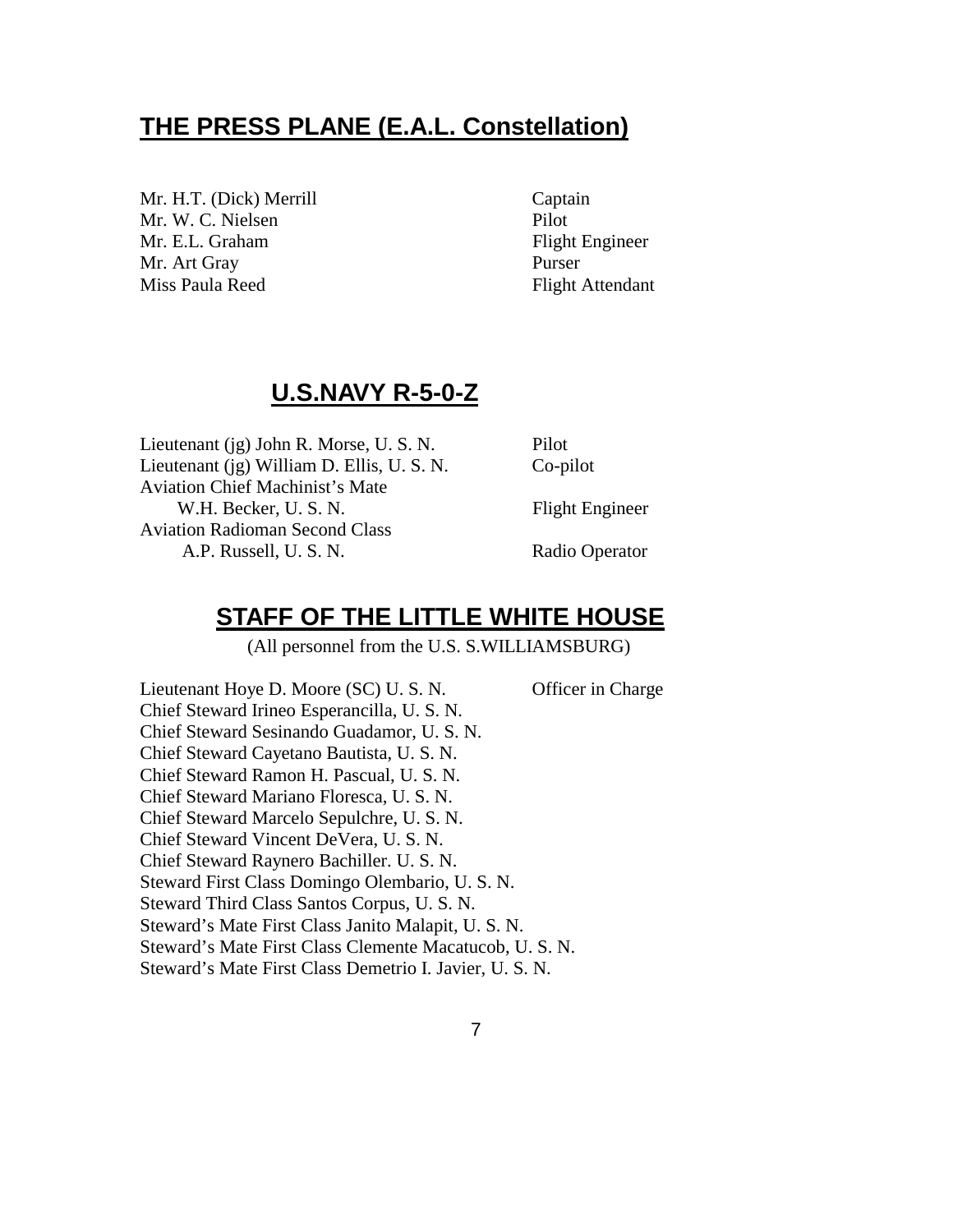## THE PRESS PLANE (E.A.L. Constellation)

| | |
|---|---|
| Mr. H.T. (Dick) Merrill | Captain |
| Mr. W. C. Nielsen | Pilot |
| Mr. E.L. Graham | Flight Engineer |
| Mr. Art Gray | Purser |
| Miss Paula Reed | Flight Attendant |

## U.S.NAVY R-5-0-Z

| | |
|---|---|
| Lieutenant (jg) John R. Morse, U. S. N. | Pilot |
| Lieutenant (jg) William D. Ellis, U. S. N. | Co-pilot |
| Aviation Chief Machinist's Mate W.H. Becker, U. S. N. | Flight Engineer |
| Aviation Radioman Second Class A.P. Russell, U. S. N. | Radio Operator |

## STAFF OF THE LITTLE WHITE HOUSE

(All personnel from the U.S. S.WILLIAMSBURG)

Lieutenant Hoye D. Moore (SC) U. S. N. — Officer in Charge

Chief Steward Irineo Esperancilla, U. S. N.
Chief Steward Sesinando Guadamor, U. S. N.
Chief Steward Cayetano Bautista, U. S. N.
Chief Steward Ramon H. Pascual, U. S. N.
Chief Steward Mariano Floresca, U. S. N.
Chief Steward Marcelo Sepulchre, U. S. N.
Chief Steward Vincent DeVera, U. S. N.
Chief Steward Raynero Bachiller. U. S. N.
Steward First Class Domingo Olembario, U. S. N.
Steward Third Class Santos Corpus, U. S. N.
Steward's Mate First Class Janito Malapit, U. S. N.
Steward's Mate First Class Clemente Macatucob, U. S. N.
Steward's Mate First Class Demetrio I. Javier, U. S. N.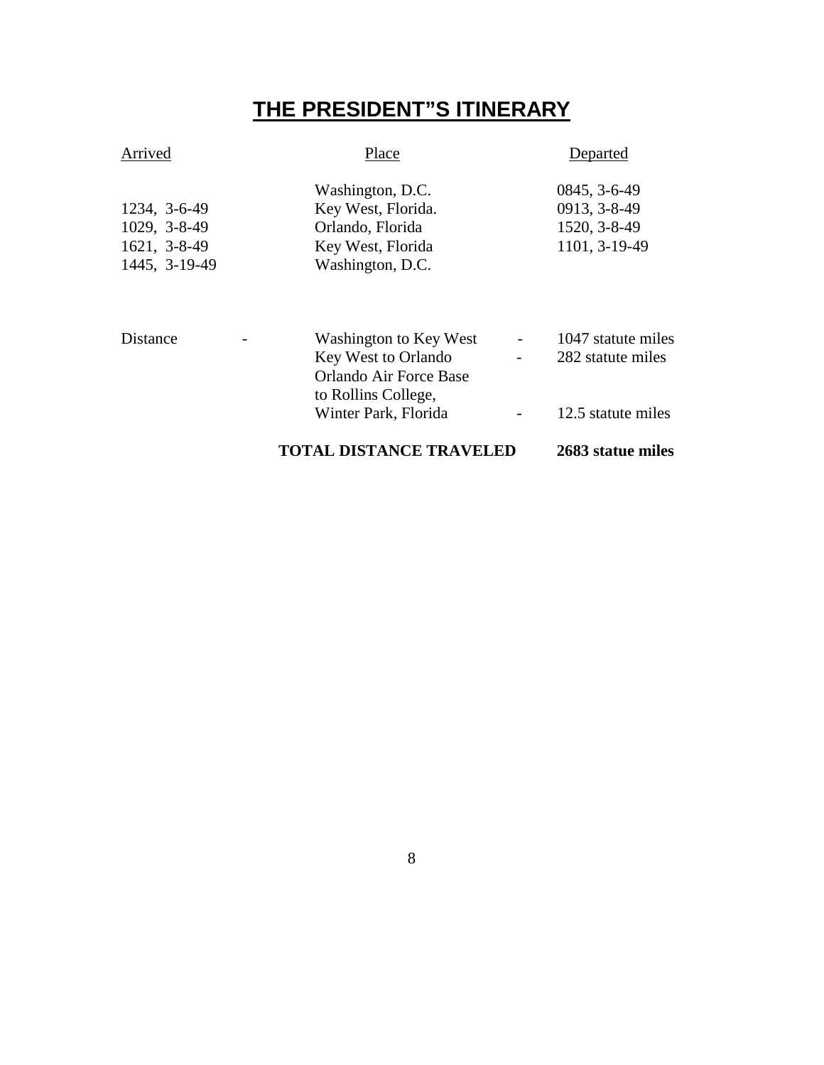# THE PRESIDENT"S ITINERARY

| Arrived | Place | Departed |
|---|---|---|
| | Washington, D.C. | 0845, 3-6-49 |
| 1234, 3-6-49 | Key West, Florida. | 0913, 3-8-49 |
| 1029, 3-8-49 | Orlando, Florida | 1520, 3-8-49 |
| 1621, 3-8-49 | Key West, Florida | 1101, 3-19-49 |
| 1445, 3-19-49 | Washington, D.C. | |

| Distance | | | | |
|---|---|---|---|---|
| Distance | - | Washington to Key West | - | 1047 statute miles |
| | | Key West to Orlando | - | 282 statute miles |
| | | Orlando Air Force Base to Rollins College, Winter Park, Florida | - | 12.5 statute miles |
| | | **TOTAL DISTANCE TRAVELED** | | **2683 statue miles** |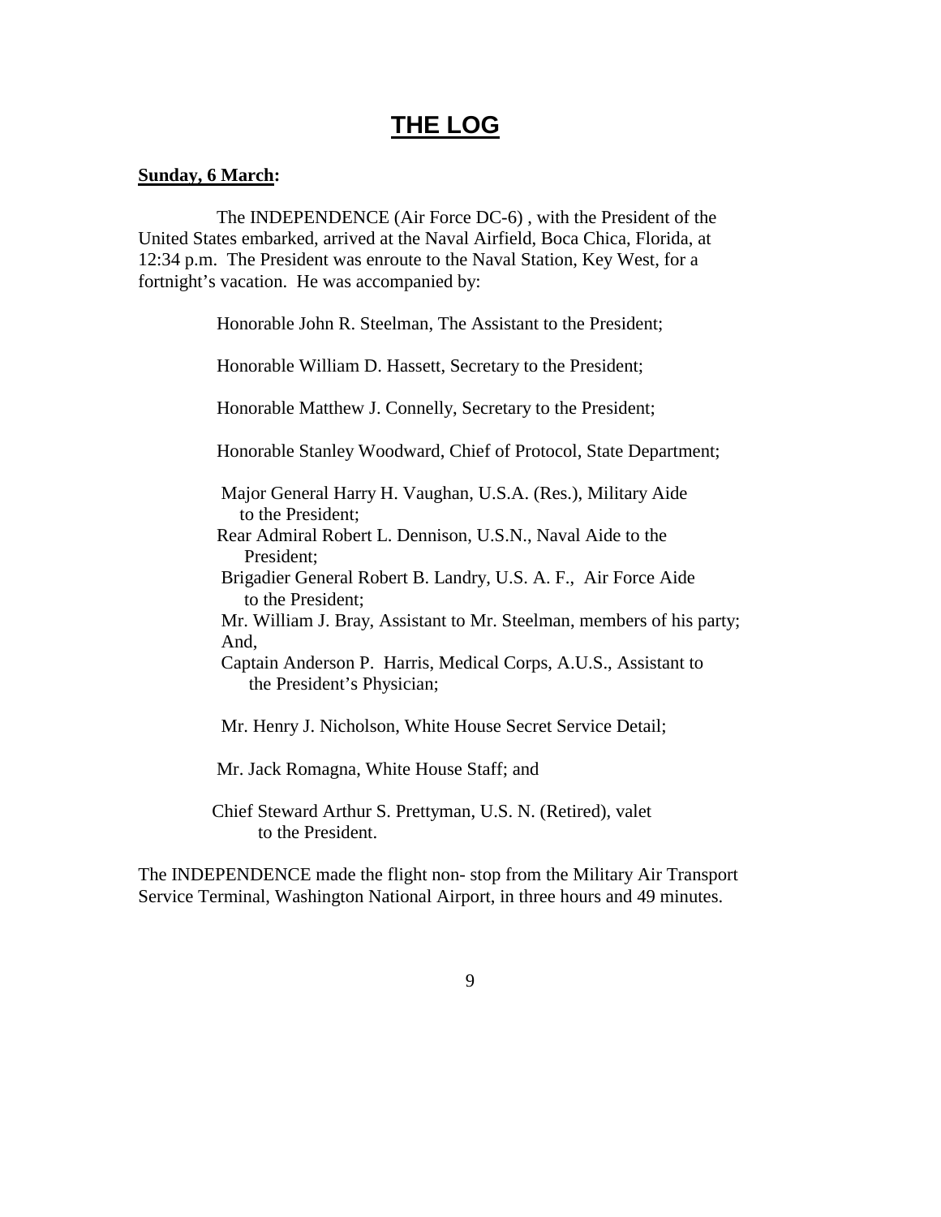# THE LOG

**Sunday, 6 March:**

The INDEPENDENCE (Air Force DC-6) , with the President of the United States embarked, arrived at the Naval Airfield, Boca Chica, Florida, at 12:34 p.m. The President was enroute to the Naval Station, Key West, for a fortnight's vacation. He was accompanied by:

Honorable John R. Steelman, The Assistant to the President;

Honorable William D. Hassett, Secretary to the President;

Honorable Matthew J. Connelly, Secretary to the President;

Honorable Stanley Woodward, Chief of Protocol, State Department;

Major General Harry H. Vaughan, U.S.A. (Res.), Military Aide to the President;
Rear Admiral Robert L. Dennison, U.S.N., Naval Aide to the President;
Brigadier General Robert B. Landry, U.S. A. F., Air Force Aide to the President;
Mr. William J. Bray, Assistant to Mr. Steelman, members of his party; And,
Captain Anderson P. Harris, Medical Corps, A.U.S., Assistant to the President's Physician;

Mr. Henry J. Nicholson, White House Secret Service Detail;

Mr. Jack Romagna, White House Staff; and

Chief Steward Arthur S. Prettyman, U.S. N. (Retired), valet to the President.

The INDEPENDENCE made the flight non- stop from the Military Air Transport Service Terminal, Washington National Airport, in three hours and 49 minutes.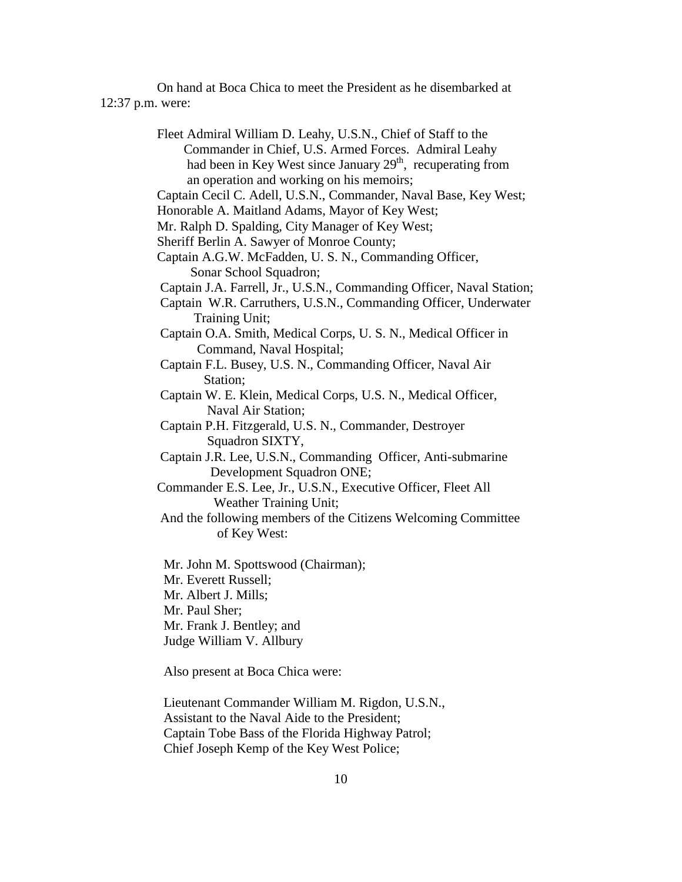On hand at Boca Chica to meet the President as he disembarked at 12:37 p.m. were:

- Fleet Admiral William D. Leahy, U.S.N., Chief of Staff to the Commander in Chief, U.S. Armed Forces. Admiral Leahy had been in Key West since January 29th, recuperating from an operation and working on his memoirs;
- Captain Cecil C. Adell, U.S.N., Commander, Naval Base, Key West;
- Honorable A. Maitland Adams, Mayor of Key West;
- Mr. Ralph D. Spalding, City Manager of Key West;
- Sheriff Berlin A. Sawyer of Monroe County;
- Captain A.G.W. McFadden, U. S. N., Commanding Officer, Sonar School Squadron;
- Captain J.A. Farrell, Jr., U.S.N., Commanding Officer, Naval Station;
- Captain W.R. Carruthers, U.S.N., Commanding Officer, Underwater Training Unit;
- Captain O.A. Smith, Medical Corps, U. S. N., Medical Officer in Command, Naval Hospital;
- Captain F.L. Busey, U.S. N., Commanding Officer, Naval Air Station;
- Captain W. E. Klein, Medical Corps, U.S. N., Medical Officer, Naval Air Station;
- Captain P.H. Fitzgerald, U.S. N., Commander, Destroyer Squadron SIXTY,
- Captain J.R. Lee, U.S.N., Commanding Officer, Anti-submarine Development Squadron ONE;
- Commander E.S. Lee, Jr., U.S.N., Executive Officer, Fleet All Weather Training Unit;
- And the following members of the Citizens Welcoming Committee of Key West:

  - Mr. John M. Spottswood (Chairman);
  - Mr. Everett Russell;
  - Mr. Albert J. Mills;
  - Mr. Paul Sher;
  - Mr. Frank J. Bentley; and
  - Judge William V. Allbury

Also present at Boca Chica were:

- Lieutenant Commander William M. Rigdon, U.S.N., Assistant to the Naval Aide to the President;
- Captain Tobe Bass of the Florida Highway Patrol;
- Chief Joseph Kemp of the Key West Police;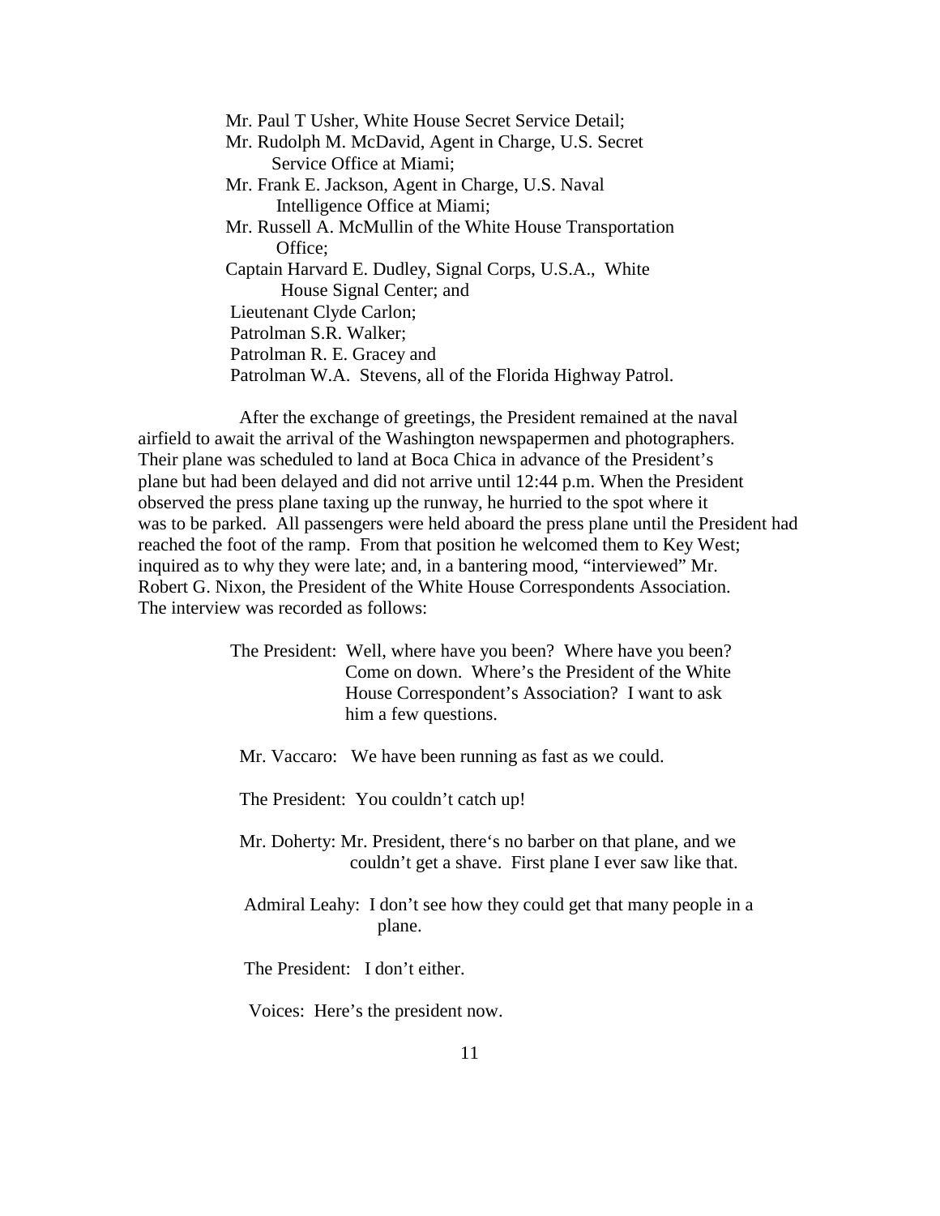Mr. Paul T Usher, White House Secret Service Detail;
Mr. Rudolph M. McDavid, Agent in Charge, U.S. Secret Service Office at Miami;
Mr. Frank E. Jackson, Agent in Charge, U.S. Naval Intelligence Office at Miami;
Mr. Russell A. McMullin of the White House Transportation Office;
Captain Harvard E. Dudley, Signal Corps, U.S.A., White House Signal Center; and
Lieutenant Clyde Carlon;
Patrolman S.R. Walker;
Patrolman R. E. Gracey and
Patrolman W.A. Stevens, all of the Florida Highway Patrol.

After the exchange of greetings, the President remained at the naval airfield to await the arrival of the Washington newspapermen and photographers. Their plane was scheduled to land at Boca Chica in advance of the President's plane but had been delayed and did not arrive until 12:44 p.m. When the President observed the press plane taxing up the runway, he hurried to the spot where it was to be parked. All passengers were held aboard the press plane until the President had reached the foot of the ramp. From that position he welcomed them to Key West; inquired as to why they were late; and, in a bantering mood, "interviewed" Mr. Robert G. Nixon, the President of the White House Correspondents Association. The interview was recorded as follows:

The President: Well, where have you been? Where have you been? Come on down. Where's the President of the White House Correspondent's Association? I want to ask him a few questions.

Mr. Vaccaro: We have been running as fast as we could.

The President: You couldn't catch up!

Mr. Doherty: Mr. President, there's no barber on that plane, and we couldn't get a shave. First plane I ever saw like that.

Admiral Leahy: I don't see how they could get that many people in a plane.

The President: I don't either.

Voices: Here's the president now.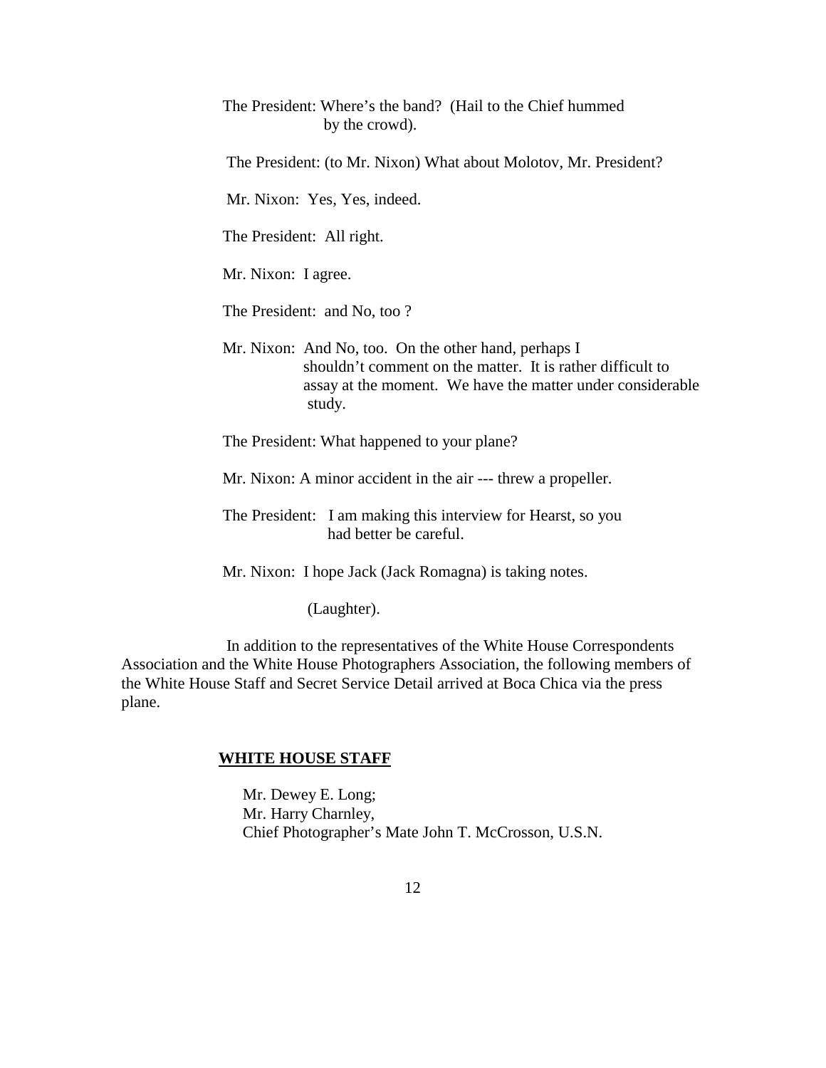The President: Where's the band? (Hail to the Chief hummed by the crowd).

The President: (to Mr. Nixon) What about Molotov, Mr. President?

Mr. Nixon: Yes, Yes, indeed.

The President: All right.

Mr. Nixon: I agree.

The President: and No, too ?

Mr. Nixon: And No, too. On the other hand, perhaps I shouldn't comment on the matter. It is rather difficult to assay at the moment. We have the matter under considerable study.

The President: What happened to your plane?

Mr. Nixon: A minor accident in the air --- threw a propeller.

The President: I am making this interview for Hearst, so you had better be careful.

Mr. Nixon: I hope Jack (Jack Romagna) is taking notes.

(Laughter).

In addition to the representatives of the White House Correspondents Association and the White House Photographers Association, the following members of the White House Staff and Secret Service Detail arrived at Boca Chica via the press plane.

**WHITE HOUSE STAFF**

Mr. Dewey E. Long;
Mr. Harry Charnley,
Chief Photographer's Mate John T. McCrosson, U.S.N.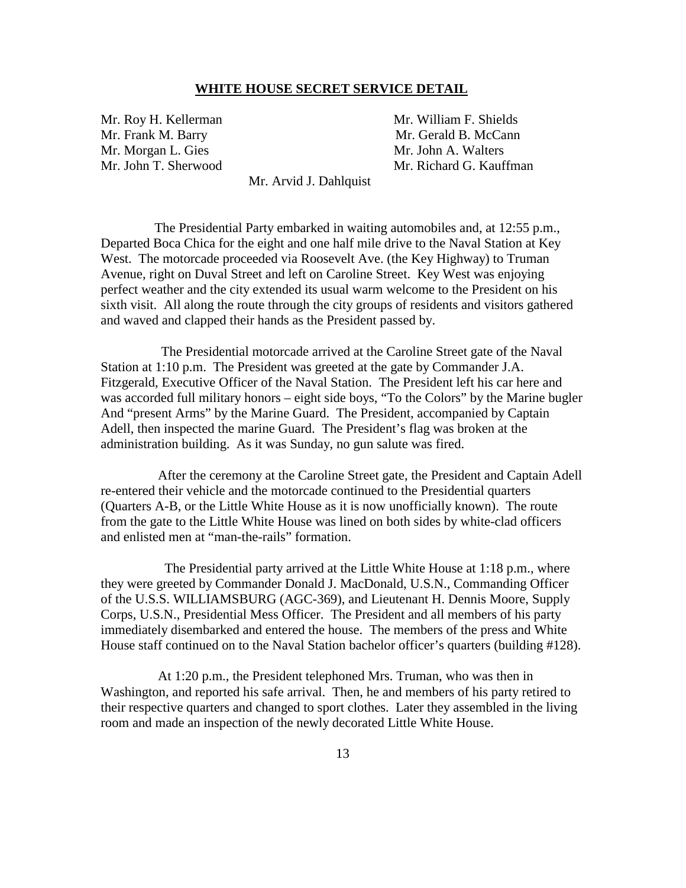## WHITE HOUSE SECRET SERVICE DETAIL

Mr. Roy H. Kellerman
Mr. Frank M. Barry
Mr. Morgan L. Gies
Mr. John T. Sherwood
Mr. William F. Shields
Mr. Gerald B. McCann
Mr. John A. Walters
Mr. Richard G. Kauffman
Mr. Arvid J. Dahlquist

The Presidential Party embarked in waiting automobiles and, at 12:55 p.m., Departed Boca Chica for the eight and one half mile drive to the Naval Station at Key West. The motorcade proceeded via Roosevelt Ave. (the Key Highway) to Truman Avenue, right on Duval Street and left on Caroline Street. Key West was enjoying perfect weather and the city extended its usual warm welcome to the President on his sixth visit. All along the route through the city groups of residents and visitors gathered and waved and clapped their hands as the President passed by.

The Presidential motorcade arrived at the Caroline Street gate of the Naval Station at 1:10 p.m. The President was greeted at the gate by Commander J.A. Fitzgerald, Executive Officer of the Naval Station. The President left his car here and was accorded full military honors – eight side boys, "To the Colors" by the Marine bugler And "present Arms" by the Marine Guard. The President, accompanied by Captain Adell, then inspected the marine Guard. The President's flag was broken at the administration building. As it was Sunday, no gun salute was fired.

After the ceremony at the Caroline Street gate, the President and Captain Adell re-entered their vehicle and the motorcade continued to the Presidential quarters (Quarters A-B, or the Little White House as it is now unofficially known). The route from the gate to the Little White House was lined on both sides by white-clad officers and enlisted men at "man-the-rails" formation.

The Presidential party arrived at the Little White House at 1:18 p.m., where they were greeted by Commander Donald J. MacDonald, U.S.N., Commanding Officer of the U.S.S. WILLIAMSBURG (AGC-369), and Lieutenant H. Dennis Moore, Supply Corps, U.S.N., Presidential Mess Officer. The President and all members of his party immediately disembarked and entered the house. The members of the press and White House staff continued on to the Naval Station bachelor officer's quarters (building #128).

At 1:20 p.m., the President telephoned Mrs. Truman, who was then in Washington, and reported his safe arrival. Then, he and members of his party retired to their respective quarters and changed to sport clothes. Later they assembled in the living room and made an inspection of the newly decorated Little White House.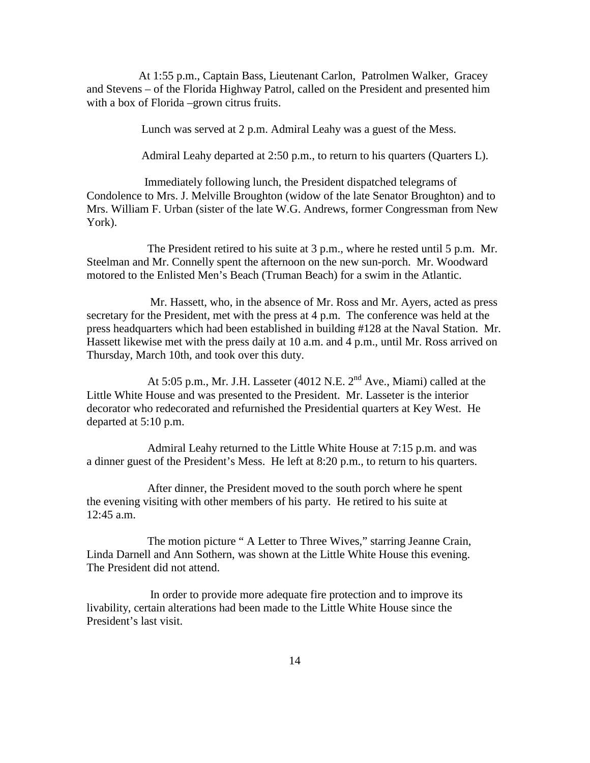At 1:55 p.m., Captain Bass, Lieutenant Carlon, Patrolmen Walker, Gracey and Stevens – of the Florida Highway Patrol, called on the President and presented him with a box of Florida –grown citrus fruits.

Lunch was served at 2 p.m. Admiral Leahy was a guest of the Mess.

Admiral Leahy departed at 2:50 p.m., to return to his quarters (Quarters L).

Immediately following lunch, the President dispatched telegrams of Condolence to Mrs. J. Melville Broughton (widow of the late Senator Broughton) and to Mrs. William F. Urban (sister of the late W.G. Andrews, former Congressman from New York).

The President retired to his suite at 3 p.m., where he rested until 5 p.m. Mr. Steelman and Mr. Connelly spent the afternoon on the new sun-porch. Mr. Woodward motored to the Enlisted Men's Beach (Truman Beach) for a swim in the Atlantic.

Mr. Hassett, who, in the absence of Mr. Ross and Mr. Ayers, acted as press secretary for the President, met with the press at 4 p.m. The conference was held at the press headquarters which had been established in building #128 at the Naval Station. Mr. Hassett likewise met with the press daily at 10 a.m. and 4 p.m., until Mr. Ross arrived on Thursday, March 10th, and took over this duty.

At 5:05 p.m., Mr. J.H. Lasseter (4012 N.E. 2nd Ave., Miami) called at the Little White House and was presented to the President. Mr. Lasseter is the interior decorator who redecorated and refurnished the Presidential quarters at Key West. He departed at 5:10 p.m.

Admiral Leahy returned to the Little White House at 7:15 p.m. and was a dinner guest of the President's Mess. He left at 8:20 p.m., to return to his quarters.

After dinner, the President moved to the south porch where he spent the evening visiting with other members of his party. He retired to his suite at 12:45 a.m.

The motion picture " A Letter to Three Wives," starring Jeanne Crain, Linda Darnell and Ann Sothern, was shown at the Little White House this evening. The President did not attend.

In order to provide more adequate fire protection and to improve its livability, certain alterations had been made to the Little White House since the President's last visit.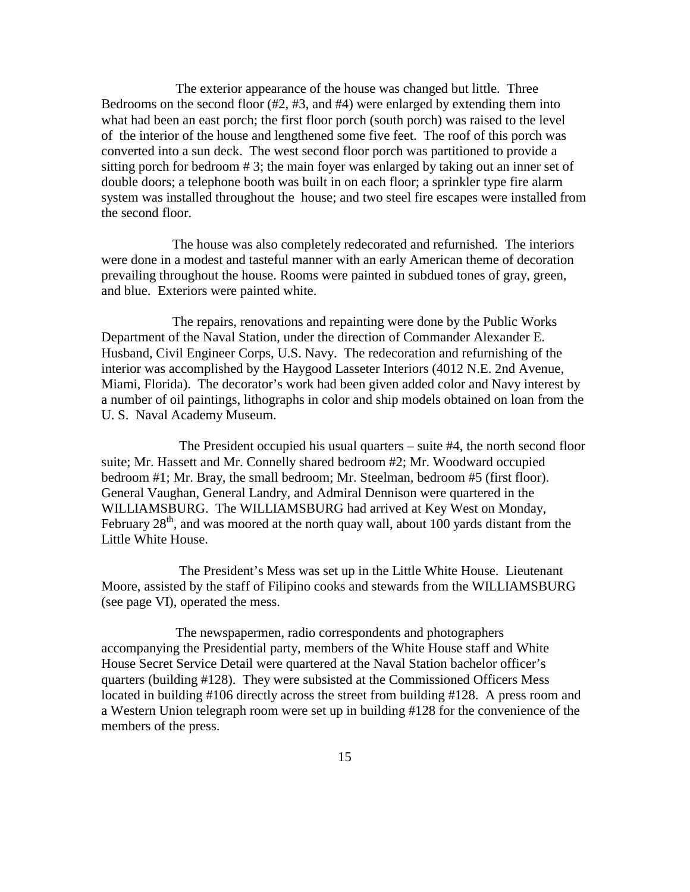The exterior appearance of the house was changed but little. Three Bedrooms on the second floor (#2, #3, and #4) were enlarged by extending them into what had been an east porch; the first floor porch (south porch) was raised to the level of the interior of the house and lengthened some five feet. The roof of this porch was converted into a sun deck. The west second floor porch was partitioned to provide a sitting porch for bedroom # 3; the main foyer was enlarged by taking out an inner set of double doors; a telephone booth was built in on each floor; a sprinkler type fire alarm system was installed throughout the house; and two steel fire escapes were installed from the second floor.

The house was also completely redecorated and refurnished. The interiors were done in a modest and tasteful manner with an early American theme of decoration prevailing throughout the house. Rooms were painted in subdued tones of gray, green, and blue. Exteriors were painted white.

The repairs, renovations and repainting were done by the Public Works Department of the Naval Station, under the direction of Commander Alexander E. Husband, Civil Engineer Corps, U.S. Navy. The redecoration and refurnishing of the interior was accomplished by the Haygood Lasseter Interiors (4012 N.E. 2nd Avenue, Miami, Florida). The decorator's work had been given added color and Navy interest by a number of oil paintings, lithographs in color and ship models obtained on loan from the U. S. Naval Academy Museum.

The President occupied his usual quarters – suite #4, the north second floor suite; Mr. Hassett and Mr. Connelly shared bedroom #2; Mr. Woodward occupied bedroom #1; Mr. Bray, the small bedroom; Mr. Steelman, bedroom #5 (first floor). General Vaughan, General Landry, and Admiral Dennison were quartered in the WILLIAMSBURG. The WILLIAMSBURG had arrived at Key West on Monday, February 28th, and was moored at the north quay wall, about 100 yards distant from the Little White House.

The President's Mess was set up in the Little White House. Lieutenant Moore, assisted by the staff of Filipino cooks and stewards from the WILLIAMSBURG (see page VI), operated the mess.

The newspapermen, radio correspondents and photographers accompanying the Presidential party, members of the White House staff and White House Secret Service Detail were quartered at the Naval Station bachelor officer's quarters (building #128). They were subsisted at the Commissioned Officers Mess located in building #106 directly across the street from building #128. A press room and a Western Union telegraph room were set up in building #128 for the convenience of the members of the press.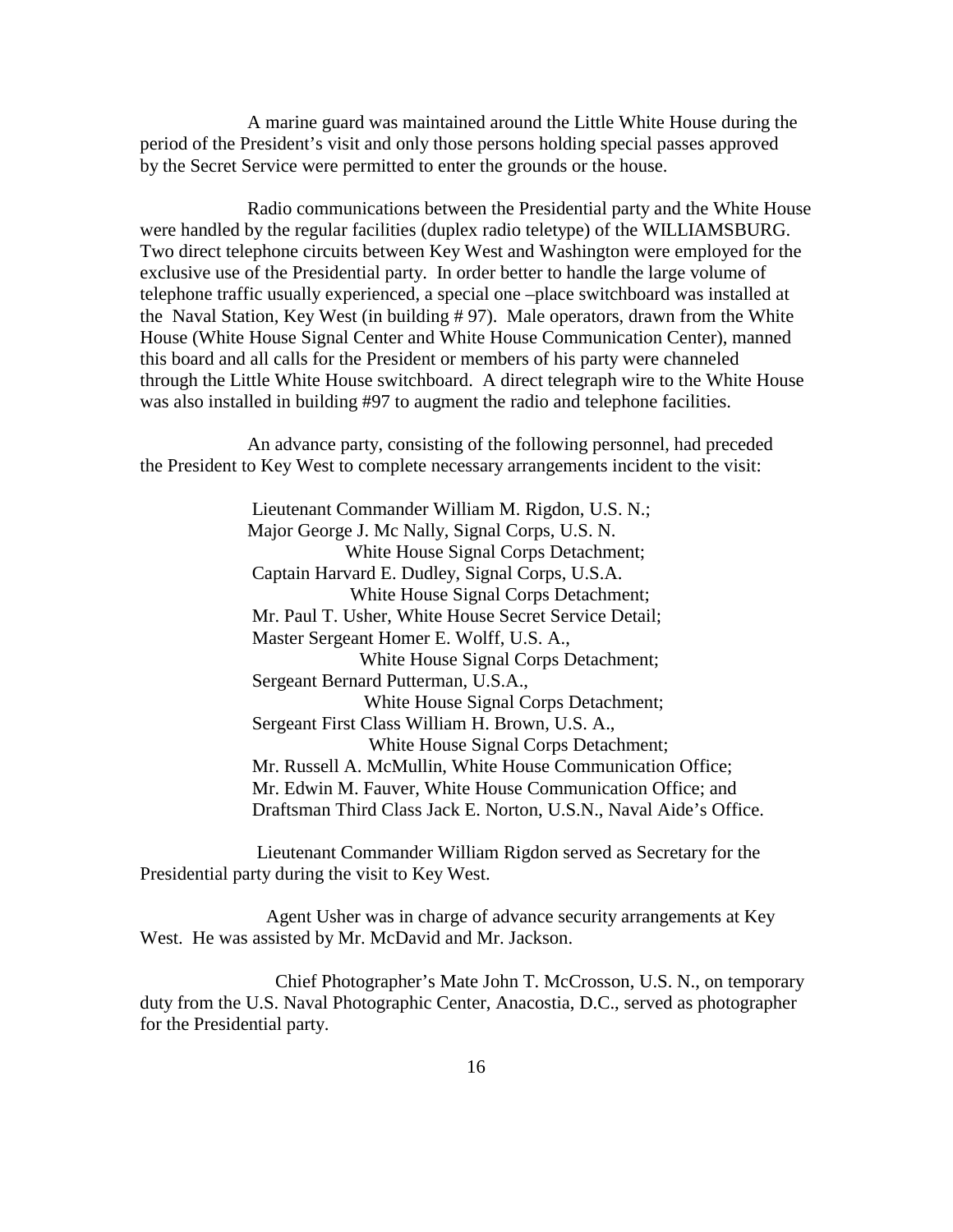A marine guard was maintained around the Little White House during the period of the President's visit and only those persons holding special passes approved by the Secret Service were permitted to enter the grounds or the house.

Radio communications between the Presidential party and the White House were handled by the regular facilities (duplex radio teletype) of the WILLIAMSBURG. Two direct telephone circuits between Key West and Washington were employed for the exclusive use of the Presidential party. In order better to handle the large volume of telephone traffic usually experienced, a special one –place switchboard was installed at the Naval Station, Key West (in building # 97). Male operators, drawn from the White House (White House Signal Center and White House Communication Center), manned this board and all calls for the President or members of his party were channeled through the Little White House switchboard. A direct telegraph wire to the White House was also installed in building #97 to augment the radio and telephone facilities.

An advance party, consisting of the following personnel, had preceded the President to Key West to complete necessary arrangements incident to the visit:

Lieutenant Commander William M. Rigdon, U.S. N.;  
Major George J. Mc Nally, Signal Corps, U.S. N.  
White House Signal Corps Detachment;  
Captain Harvard E. Dudley, Signal Corps, U.S.A.  
White House Signal Corps Detachment;  
Mr. Paul T. Usher, White House Secret Service Detail;  
Master Sergeant Homer E. Wolff, U.S. A.,  
White House Signal Corps Detachment;  
Sergeant Bernard Putterman, U.S.A.,  
White House Signal Corps Detachment;  
Sergeant First Class William H. Brown, U.S. A.,  
White House Signal Corps Detachment;  
Mr. Russell A. McMullin, White House Communication Office;  
Mr. Edwin M. Fauver, White House Communication Office; and  
Draftsman Third Class Jack E. Norton, U.S.N., Naval Aide's Office.

Lieutenant Commander William Rigdon served as Secretary for the Presidential party during the visit to Key West.

Agent Usher was in charge of advance security arrangements at Key West. He was assisted by Mr. McDavid and Mr. Jackson.

Chief Photographer's Mate John T. McCrosson, U.S. N., on temporary duty from the U.S. Naval Photographic Center, Anacostia, D.C., served as photographer for the Presidential party.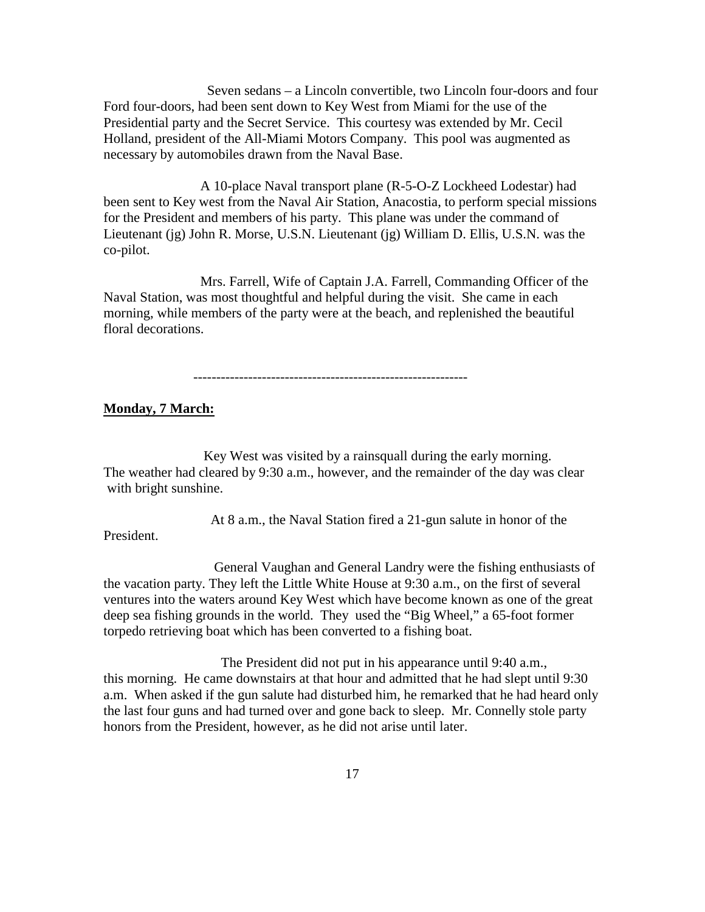Seven sedans – a Lincoln convertible, two Lincoln four-doors and four Ford four-doors, had been sent down to Key West from Miami for the use of the Presidential party and the Secret Service. This courtesy was extended by Mr. Cecil Holland, president of the All-Miami Motors Company. This pool was augmented as necessary by automobiles drawn from the Naval Base.

A 10-place Naval transport plane (R-5-O-Z Lockheed Lodestar) had been sent to Key west from the Naval Air Station, Anacostia, to perform special missions for the President and members of his party. This plane was under the command of Lieutenant (jg) John R. Morse, U.S.N. Lieutenant (jg) William D. Ellis, U.S.N. was the co-pilot.

Mrs. Farrell, Wife of Captain J.A. Farrell, Commanding Officer of the Naval Station, was most thoughtful and helpful during the visit. She came in each morning, while members of the party were at the beach, and replenished the beautiful floral decorations.

---

**Monday, 7 March:**

Key West was visited by a rainsquall during the early morning. The weather had cleared by 9:30 a.m., however, and the remainder of the day was clear with bright sunshine.

At 8 a.m., the Naval Station fired a 21-gun salute in honor of the President.

General Vaughan and General Landry were the fishing enthusiasts of the vacation party. They left the Little White House at 9:30 a.m., on the first of several ventures into the waters around Key West which have become known as one of the great deep sea fishing grounds in the world. They used the "Big Wheel," a 65-foot former torpedo retrieving boat which has been converted to a fishing boat.

The President did not put in his appearance until 9:40 a.m., this morning. He came downstairs at that hour and admitted that he had slept until 9:30 a.m. When asked if the gun salute had disturbed him, he remarked that he had heard only the last four guns and had turned over and gone back to sleep. Mr. Connelly stole party honors from the President, however, as he did not arise until later.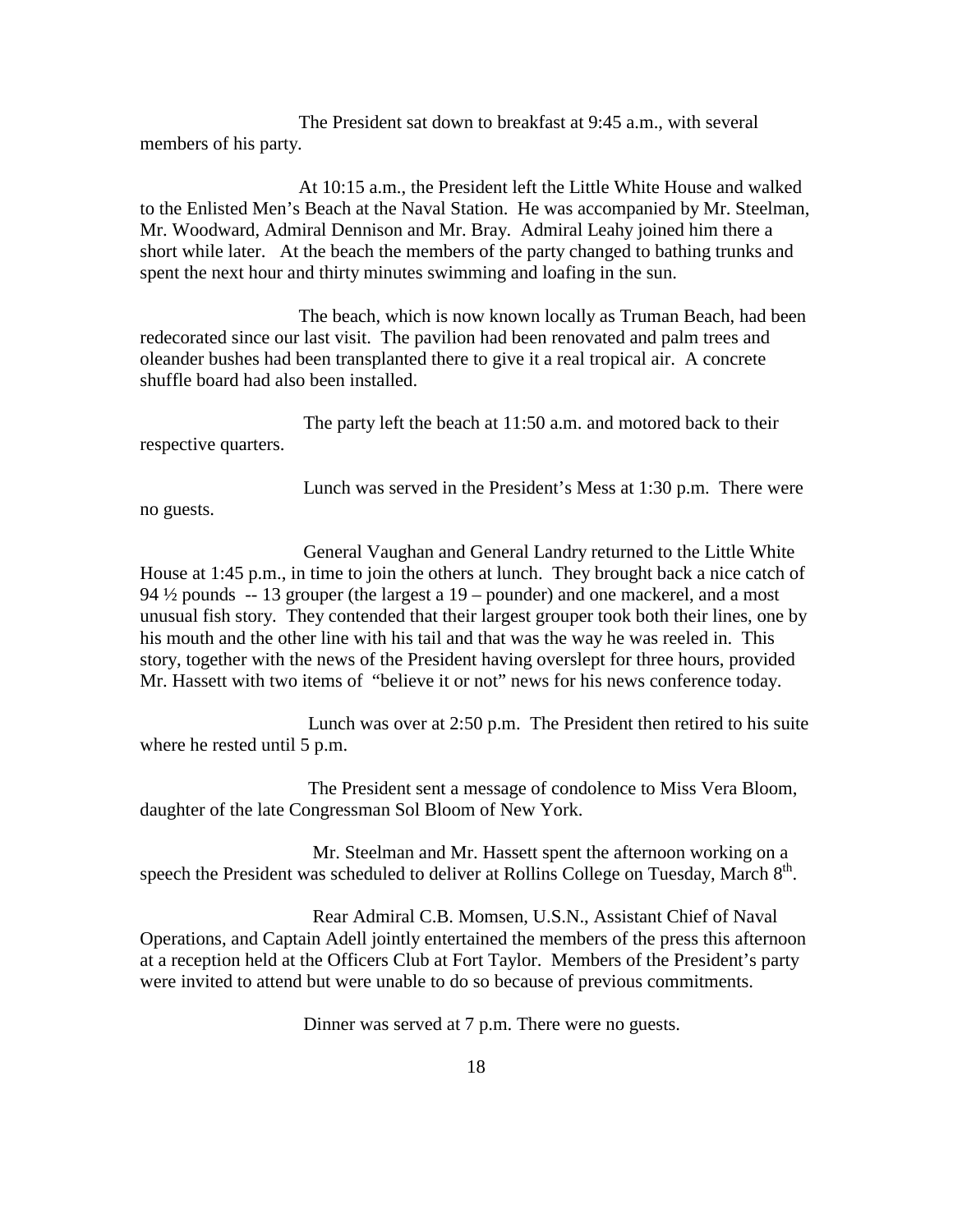The President sat down to breakfast at 9:45 a.m., with several members of his party.

At 10:15 a.m., the President left the Little White House and walked to the Enlisted Men's Beach at the Naval Station. He was accompanied by Mr. Steelman, Mr. Woodward, Admiral Dennison and Mr. Bray. Admiral Leahy joined him there a short while later. At the beach the members of the party changed to bathing trunks and spent the next hour and thirty minutes swimming and loafing in the sun.

The beach, which is now known locally as Truman Beach, had been redecorated since our last visit. The pavilion had been renovated and palm trees and oleander bushes had been transplanted there to give it a real tropical air. A concrete shuffle board had also been installed.

The party left the beach at 11:50 a.m. and motored back to their respective quarters.

Lunch was served in the President's Mess at 1:30 p.m. There were no guests.

General Vaughan and General Landry returned to the Little White House at 1:45 p.m., in time to join the others at lunch. They brought back a nice catch of 94 ½ pounds -- 13 grouper (the largest a 19 – pounder) and one mackerel, and a most unusual fish story. They contended that their largest grouper took both their lines, one by his mouth and the other line with his tail and that was the way he was reeled in. This story, together with the news of the President having overslept for three hours, provided Mr. Hassett with two items of "believe it or not" news for his news conference today.

Lunch was over at 2:50 p.m. The President then retired to his suite where he rested until 5 p.m.

The President sent a message of condolence to Miss Vera Bloom, daughter of the late Congressman Sol Bloom of New York.

Mr. Steelman and Mr. Hassett spent the afternoon working on a speech the President was scheduled to deliver at Rollins College on Tuesday, March 8th.

Rear Admiral C.B. Momsen, U.S.N., Assistant Chief of Naval Operations, and Captain Adell jointly entertained the members of the press this afternoon at a reception held at the Officers Club at Fort Taylor. Members of the President's party were invited to attend but were unable to do so because of previous commitments.

Dinner was served at 7 p.m. There were no guests.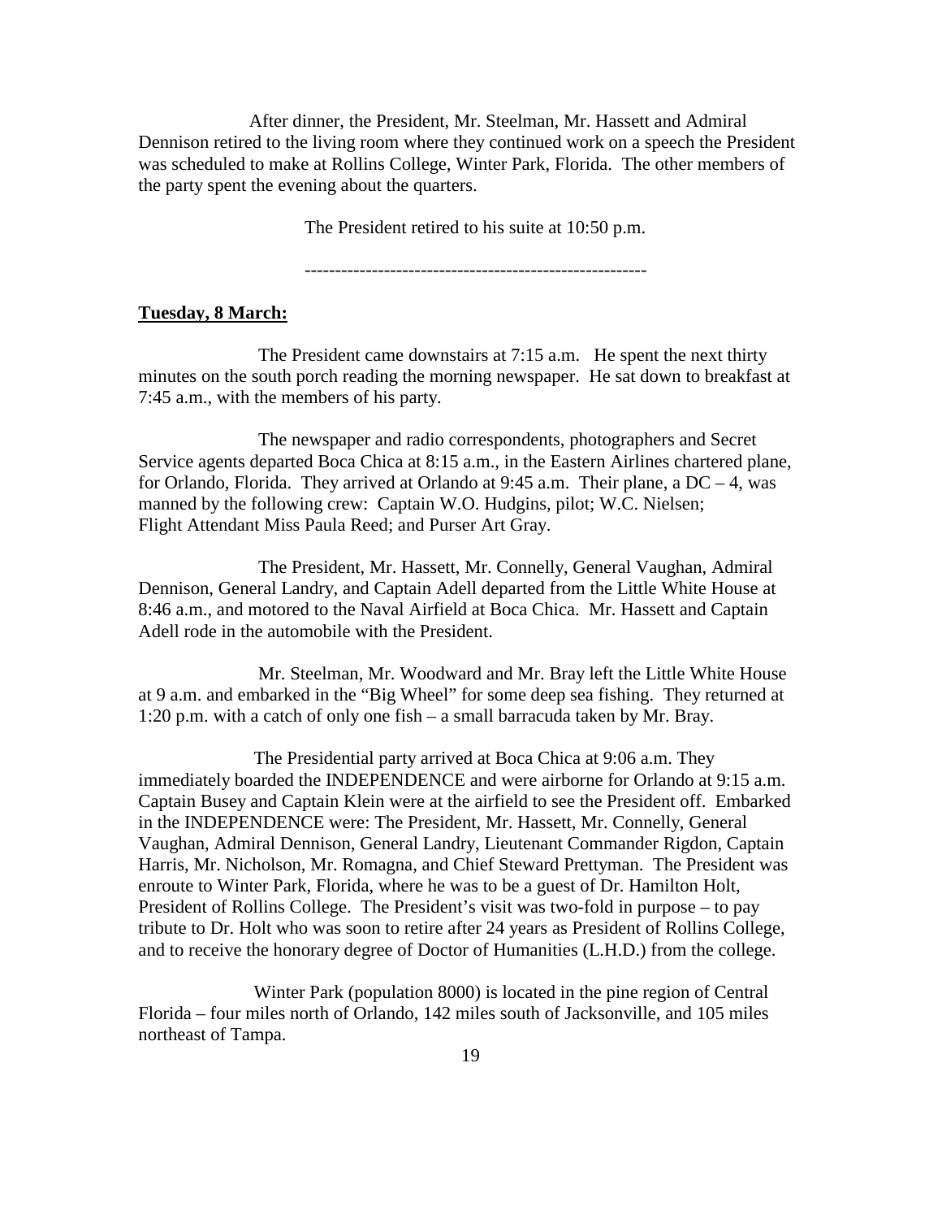After dinner, the President, Mr. Steelman, Mr. Hassett and Admiral Dennison retired to the living room where they continued work on a speech the President was scheduled to make at Rollins College, Winter Park, Florida. The other members of the party spent the evening about the quarters.

The President retired to his suite at 10:50 p.m.

-------------------------------------------------------

**Tuesday, 8 March:**

The President came downstairs at 7:15 a.m. He spent the next thirty minutes on the south porch reading the morning newspaper. He sat down to breakfast at 7:45 a.m., with the members of his party.

The newspaper and radio correspondents, photographers and Secret Service agents departed Boca Chica at 8:15 a.m., in the Eastern Airlines chartered plane, for Orlando, Florida. They arrived at Orlando at 9:45 a.m. Their plane, a DC – 4, was manned by the following crew: Captain W.O. Hudgins, pilot; W.C. Nielsen; Flight Attendant Miss Paula Reed; and Purser Art Gray.

The President, Mr. Hassett, Mr. Connelly, General Vaughan, Admiral Dennison, General Landry, and Captain Adell departed from the Little White House at 8:46 a.m., and motored to the Naval Airfield at Boca Chica. Mr. Hassett and Captain Adell rode in the automobile with the President.

Mr. Steelman, Mr. Woodward and Mr. Bray left the Little White House at 9 a.m. and embarked in the "Big Wheel" for some deep sea fishing. They returned at 1:20 p.m. with a catch of only one fish – a small barracuda taken by Mr. Bray.

The Presidential party arrived at Boca Chica at 9:06 a.m. They immediately boarded the INDEPENDENCE and were airborne for Orlando at 9:15 a.m. Captain Busey and Captain Klein were at the airfield to see the President off. Embarked in the INDEPENDENCE were: The President, Mr. Hassett, Mr. Connelly, General Vaughan, Admiral Dennison, General Landry, Lieutenant Commander Rigdon, Captain Harris, Mr. Nicholson, Mr. Romagna, and Chief Steward Prettyman. The President was enroute to Winter Park, Florida, where he was to be a guest of Dr. Hamilton Holt, President of Rollins College. The President's visit was two-fold in purpose – to pay tribute to Dr. Holt who was soon to retire after 24 years as President of Rollins College, and to receive the honorary degree of Doctor of Humanities (L.H.D.) from the college.

Winter Park (population 8000) is located in the pine region of Central Florida – four miles north of Orlando, 142 miles south of Jacksonville, and 105 miles northeast of Tampa.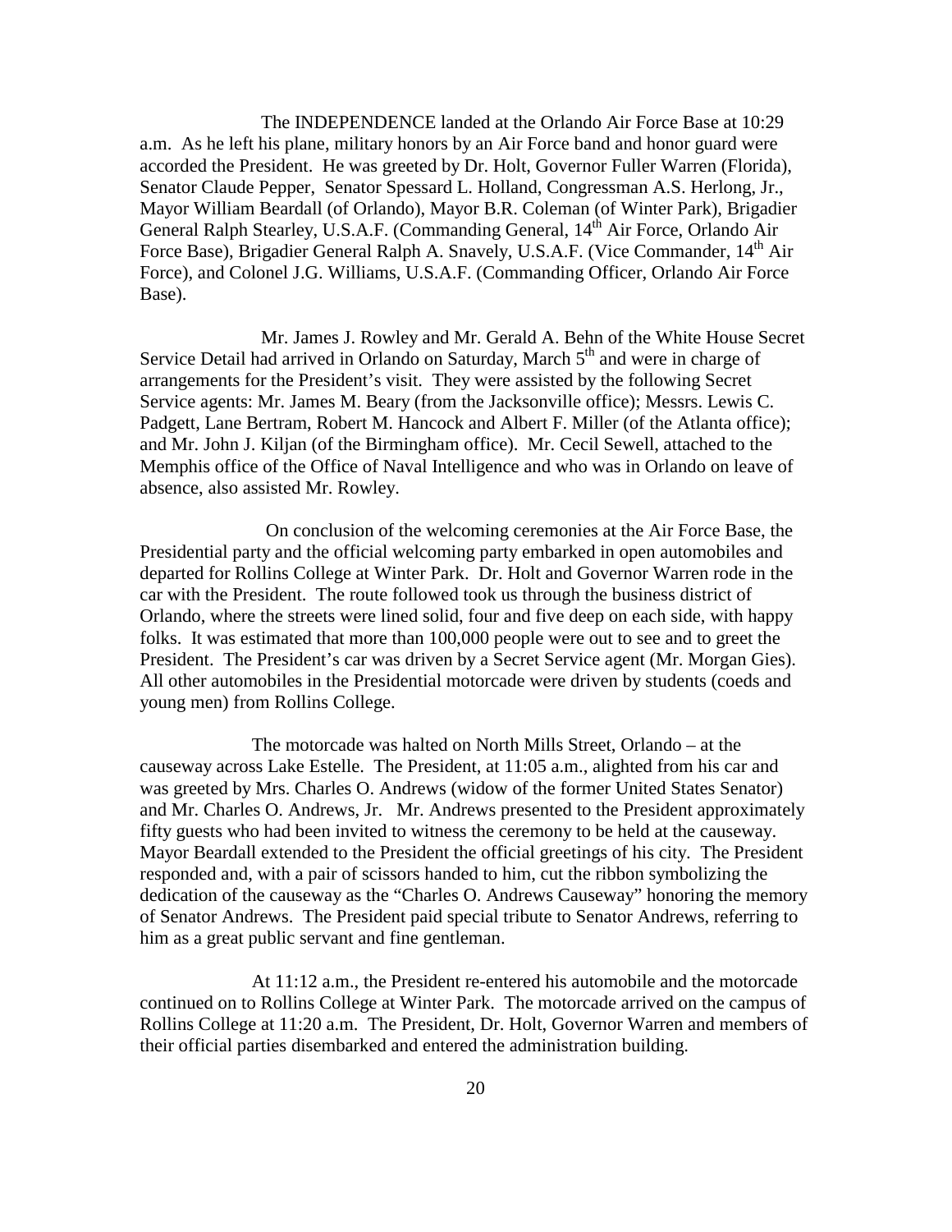The INDEPENDENCE landed at the Orlando Air Force Base at 10:29 a.m. As he left his plane, military honors by an Air Force band and honor guard were accorded the President. He was greeted by Dr. Holt, Governor Fuller Warren (Florida), Senator Claude Pepper, Senator Spessard L. Holland, Congressman A.S. Herlong, Jr., Mayor William Beardall (of Orlando), Mayor B.R. Coleman (of Winter Park), Brigadier General Ralph Stearley, U.S.A.F. (Commanding General, 14th Air Force, Orlando Air Force Base), Brigadier General Ralph A. Snavely, U.S.A.F. (Vice Commander, 14th Air Force), and Colonel J.G. Williams, U.S.A.F. (Commanding Officer, Orlando Air Force Base).

Mr. James J. Rowley and Mr. Gerald A. Behn of the White House Secret Service Detail had arrived in Orlando on Saturday, March 5th and were in charge of arrangements for the President's visit. They were assisted by the following Secret Service agents: Mr. James M. Beary (from the Jacksonville office); Messrs. Lewis C. Padgett, Lane Bertram, Robert M. Hancock and Albert F. Miller (of the Atlanta office); and Mr. John J. Kiljan (of the Birmingham office). Mr. Cecil Sewell, attached to the Memphis office of the Office of Naval Intelligence and who was in Orlando on leave of absence, also assisted Mr. Rowley.

On conclusion of the welcoming ceremonies at the Air Force Base, the Presidential party and the official welcoming party embarked in open automobiles and departed for Rollins College at Winter Park. Dr. Holt and Governor Warren rode in the car with the President. The route followed took us through the business district of Orlando, where the streets were lined solid, four and five deep on each side, with happy folks. It was estimated that more than 100,000 people were out to see and to greet the President. The President's car was driven by a Secret Service agent (Mr. Morgan Gies). All other automobiles in the Presidential motorcade were driven by students (coeds and young men) from Rollins College.

The motorcade was halted on North Mills Street, Orlando – at the causeway across Lake Estelle. The President, at 11:05 a.m., alighted from his car and was greeted by Mrs. Charles O. Andrews (widow of the former United States Senator) and Mr. Charles O. Andrews, Jr. Mr. Andrews presented to the President approximately fifty guests who had been invited to witness the ceremony to be held at the causeway. Mayor Beardall extended to the President the official greetings of his city. The President responded and, with a pair of scissors handed to him, cut the ribbon symbolizing the dedication of the causeway as the "Charles O. Andrews Causeway" honoring the memory of Senator Andrews. The President paid special tribute to Senator Andrews, referring to him as a great public servant and fine gentleman.

At 11:12 a.m., the President re-entered his automobile and the motorcade continued on to Rollins College at Winter Park. The motorcade arrived on the campus of Rollins College at 11:20 a.m. The President, Dr. Holt, Governor Warren and members of their official parties disembarked and entered the administration building.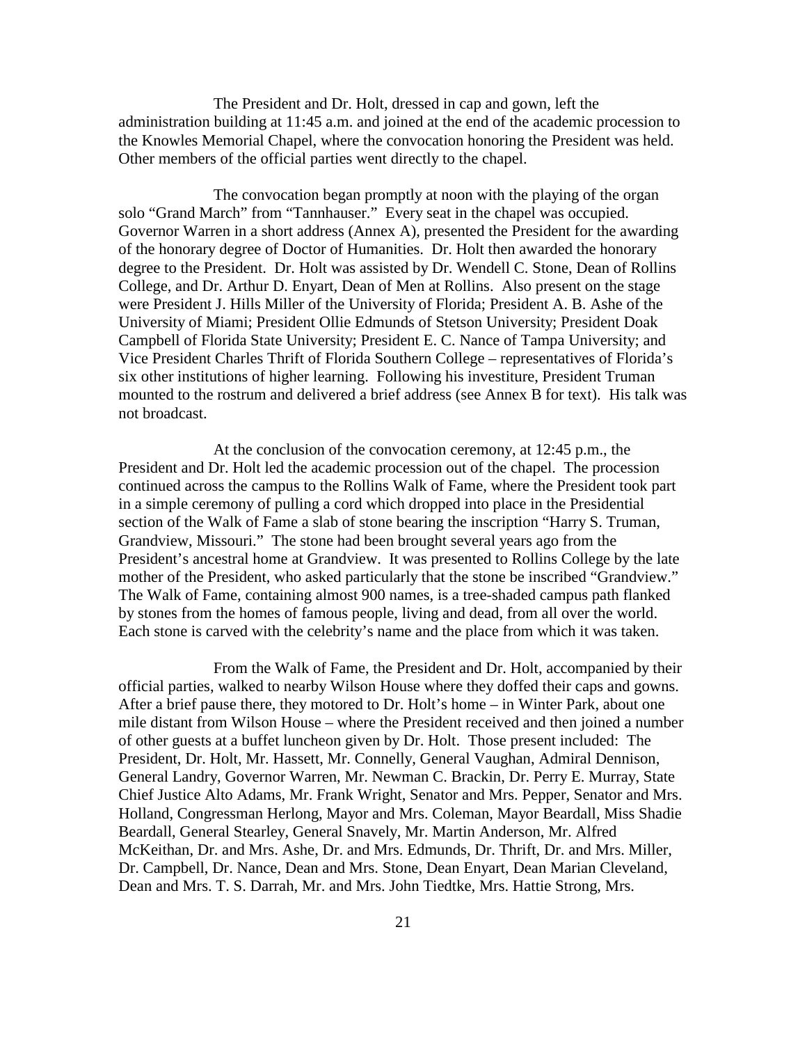The President and Dr. Holt, dressed in cap and gown, left the administration building at 11:45 a.m. and joined at the end of the academic procession to the Knowles Memorial Chapel, where the convocation honoring the President was held. Other members of the official parties went directly to the chapel.

The convocation began promptly at noon with the playing of the organ solo "Grand March" from "Tannhauser." Every seat in the chapel was occupied. Governor Warren in a short address (Annex A), presented the President for the awarding of the honorary degree of Doctor of Humanities. Dr. Holt then awarded the honorary degree to the President. Dr. Holt was assisted by Dr. Wendell C. Stone, Dean of Rollins College, and Dr. Arthur D. Enyart, Dean of Men at Rollins. Also present on the stage were President J. Hills Miller of the University of Florida; President A. B. Ashe of the University of Miami; President Ollie Edmunds of Stetson University; President Doak Campbell of Florida State University; President E. C. Nance of Tampa University; and Vice President Charles Thrift of Florida Southern College – representatives of Florida's six other institutions of higher learning. Following his investiture, President Truman mounted to the rostrum and delivered a brief address (see Annex B for text). His talk was not broadcast.

At the conclusion of the convocation ceremony, at 12:45 p.m., the President and Dr. Holt led the academic procession out of the chapel. The procession continued across the campus to the Rollins Walk of Fame, where the President took part in a simple ceremony of pulling a cord which dropped into place in the Presidential section of the Walk of Fame a slab of stone bearing the inscription "Harry S. Truman, Grandview, Missouri." The stone had been brought several years ago from the President's ancestral home at Grandview. It was presented to Rollins College by the late mother of the President, who asked particularly that the stone be inscribed "Grandview." The Walk of Fame, containing almost 900 names, is a tree-shaded campus path flanked by stones from the homes of famous people, living and dead, from all over the world. Each stone is carved with the celebrity's name and the place from which it was taken.

From the Walk of Fame, the President and Dr. Holt, accompanied by their official parties, walked to nearby Wilson House where they doffed their caps and gowns. After a brief pause there, they motored to Dr. Holt's home – in Winter Park, about one mile distant from Wilson House – where the President received and then joined a number of other guests at a buffet luncheon given by Dr. Holt. Those present included: The President, Dr. Holt, Mr. Hassett, Mr. Connelly, General Vaughan, Admiral Dennison, General Landry, Governor Warren, Mr. Newman C. Brackin, Dr. Perry E. Murray, State Chief Justice Alto Adams, Mr. Frank Wright, Senator and Mrs. Pepper, Senator and Mrs. Holland, Congressman Herlong, Mayor and Mrs. Coleman, Mayor Beardall, Miss Shadie Beardall, General Stearley, General Snavely, Mr. Martin Anderson, Mr. Alfred McKeithan, Dr. and Mrs. Ashe, Dr. and Mrs. Edmunds, Dr. Thrift, Dr. and Mrs. Miller, Dr. Campbell, Dr. Nance, Dean and Mrs. Stone, Dean Enyart, Dean Marian Cleveland, Dean and Mrs. T. S. Darrah, Mr. and Mrs. John Tiedtke, Mrs. Hattie Strong, Mrs.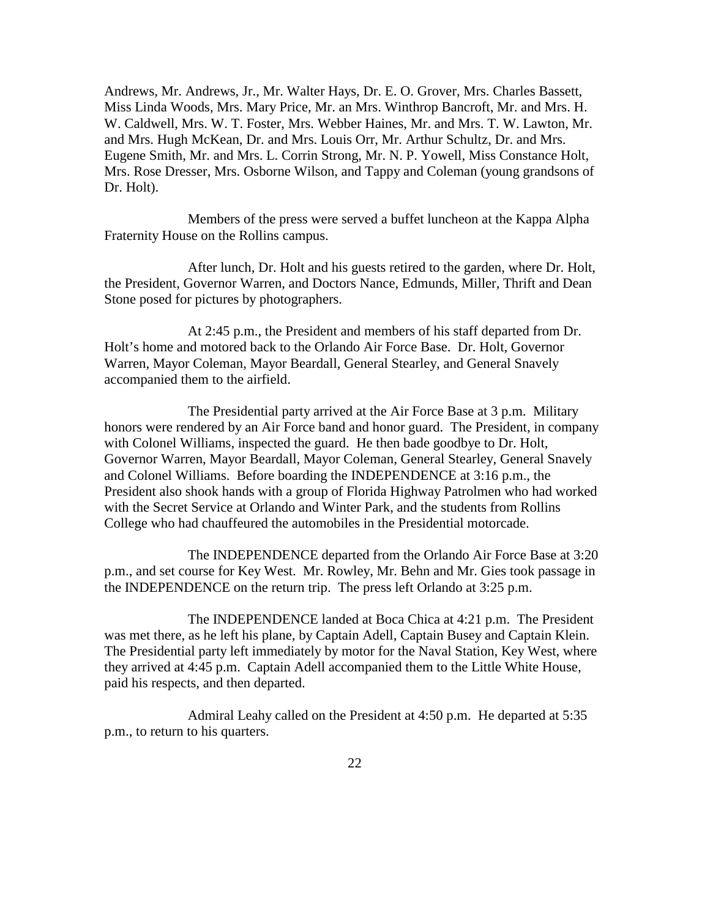Andrews, Mr. Andrews, Jr., Mr. Walter Hays, Dr. E. O. Grover, Mrs. Charles Bassett, Miss Linda Woods, Mrs. Mary Price, Mr. an Mrs. Winthrop Bancroft, Mr. and Mrs. H. W. Caldwell, Mrs. W. T. Foster, Mrs. Webber Haines, Mr. and Mrs. T. W. Lawton, Mr. and Mrs. Hugh McKean, Dr. and Mrs. Louis Orr, Mr. Arthur Schultz, Dr. and Mrs. Eugene Smith, Mr. and Mrs. L. Corrin Strong, Mr. N. P. Yowell, Miss Constance Holt, Mrs. Rose Dresser, Mrs. Osborne Wilson, and Tappy and Coleman (young grandsons of Dr. Holt).

Members of the press were served a buffet luncheon at the Kappa Alpha Fraternity House on the Rollins campus.

After lunch, Dr. Holt and his guests retired to the garden, where Dr. Holt, the President, Governor Warren, and Doctors Nance, Edmunds, Miller, Thrift and Dean Stone posed for pictures by photographers.

At 2:45 p.m., the President and members of his staff departed from Dr. Holt's home and motored back to the Orlando Air Force Base. Dr. Holt, Governor Warren, Mayor Coleman, Mayor Beardall, General Stearley, and General Snavely accompanied them to the airfield.

The Presidential party arrived at the Air Force Base at 3 p.m. Military honors were rendered by an Air Force band and honor guard. The President, in company with Colonel Williams, inspected the guard. He then bade goodbye to Dr. Holt, Governor Warren, Mayor Beardall, Mayor Coleman, General Stearley, General Snavely and Colonel Williams. Before boarding the INDEPENDENCE at 3:16 p.m., the President also shook hands with a group of Florida Highway Patrolmen who had worked with the Secret Service at Orlando and Winter Park, and the students from Rollins College who had chauffeured the automobiles in the Presidential motorcade.

The INDEPENDENCE departed from the Orlando Air Force Base at 3:20 p.m., and set course for Key West. Mr. Rowley, Mr. Behn and Mr. Gies took passage in the INDEPENDENCE on the return trip. The press left Orlando at 3:25 p.m.

The INDEPENDENCE landed at Boca Chica at 4:21 p.m. The President was met there, as he left his plane, by Captain Adell, Captain Busey and Captain Klein. The Presidential party left immediately by motor for the Naval Station, Key West, where they arrived at 4:45 p.m. Captain Adell accompanied them to the Little White House, paid his respects, and then departed.

Admiral Leahy called on the President at 4:50 p.m. He departed at 5:35 p.m., to return to his quarters.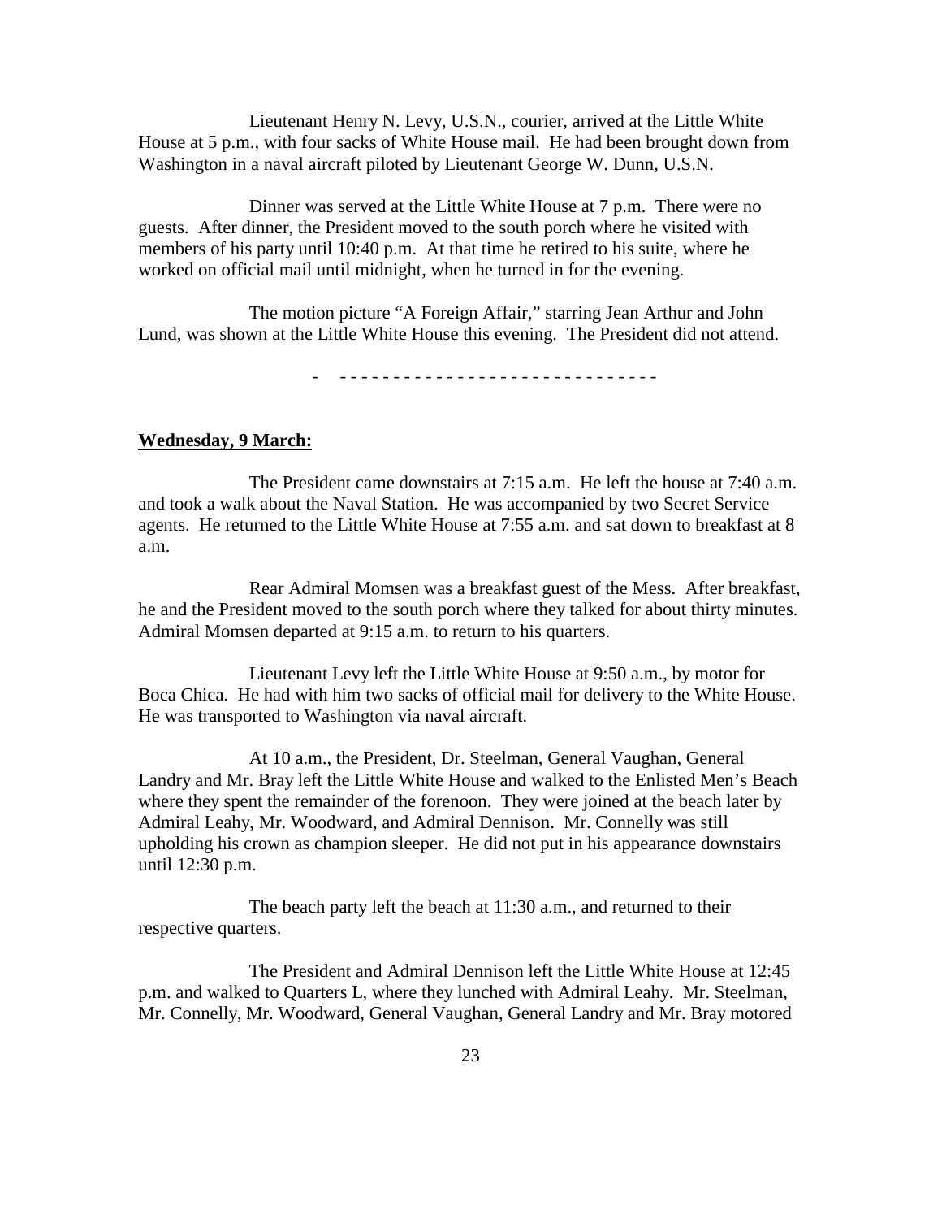Lieutenant Henry N. Levy, U.S.N., courier, arrived at the Little White House at 5 p.m., with four sacks of White House mail. He had been brought down from Washington in a naval aircraft piloted by Lieutenant George W. Dunn, U.S.N.

Dinner was served at the Little White House at 7 p.m. There were no guests. After dinner, the President moved to the south porch where he visited with members of his party until 10:40 p.m. At that time he retired to his suite, where he worked on official mail until midnight, when he turned in for the evening.

The motion picture "A Foreign Affair," starring Jean Arthur and John Lund, was shown at the Little White House this evening. The President did not attend.

\- - - - - - - - - - - - - - - - - - - - - - - - - - - - - - -

**Wednesday, 9 March:**

The President came downstairs at 7:15 a.m. He left the house at 7:40 a.m. and took a walk about the Naval Station. He was accompanied by two Secret Service agents. He returned to the Little White House at 7:55 a.m. and sat down to breakfast at 8 a.m.

Rear Admiral Momsen was a breakfast guest of the Mess. After breakfast, he and the President moved to the south porch where they talked for about thirty minutes. Admiral Momsen departed at 9:15 a.m. to return to his quarters.

Lieutenant Levy left the Little White House at 9:50 a.m., by motor for Boca Chica. He had with him two sacks of official mail for delivery to the White House. He was transported to Washington via naval aircraft.

At 10 a.m., the President, Dr. Steelman, General Vaughan, General Landry and Mr. Bray left the Little White House and walked to the Enlisted Men's Beach where they spent the remainder of the forenoon. They were joined at the beach later by Admiral Leahy, Mr. Woodward, and Admiral Dennison. Mr. Connelly was still upholding his crown as champion sleeper. He did not put in his appearance downstairs until 12:30 p.m.

The beach party left the beach at 11:30 a.m., and returned to their respective quarters.

The President and Admiral Dennison left the Little White House at 12:45 p.m. and walked to Quarters L, where they lunched with Admiral Leahy. Mr. Steelman, Mr. Connelly, Mr. Woodward, General Vaughan, General Landry and Mr. Bray motored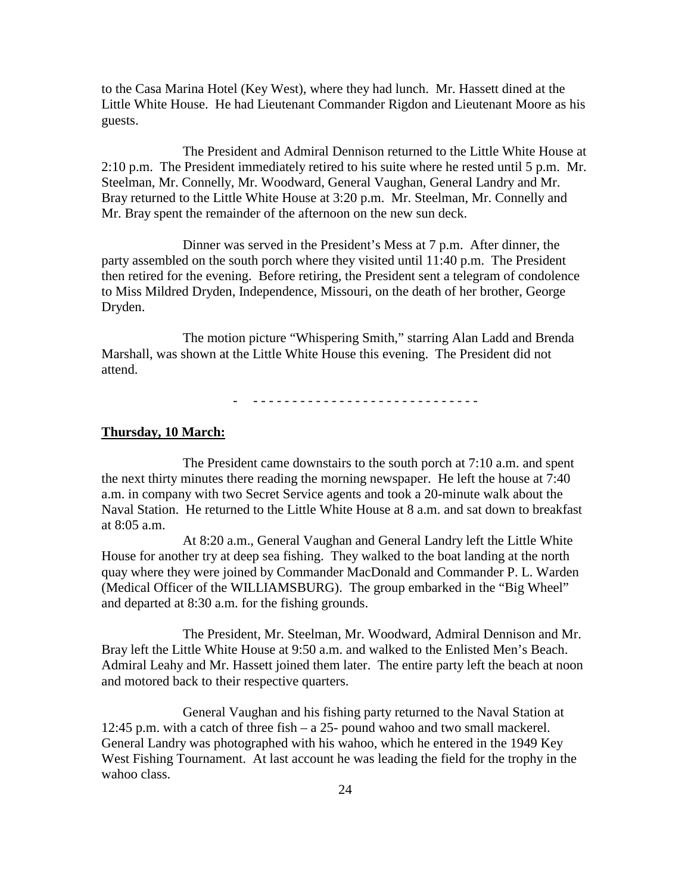to the Casa Marina Hotel (Key West), where they had lunch. Mr. Hassett dined at the Little White House. He had Lieutenant Commander Rigdon and Lieutenant Moore as his guests.

The President and Admiral Dennison returned to the Little White House at 2:10 p.m. The President immediately retired to his suite where he rested until 5 p.m. Mr. Steelman, Mr. Connelly, Mr. Woodward, General Vaughan, General Landry and Mr. Bray returned to the Little White House at 3:20 p.m. Mr. Steelman, Mr. Connelly and Mr. Bray spent the remainder of the afternoon on the new sun deck.

Dinner was served in the President's Mess at 7 p.m. After dinner, the party assembled on the south porch where they visited until 11:40 p.m. The President then retired for the evening. Before retiring, the President sent a telegram of condolence to Miss Mildred Dryden, Independence, Missouri, on the death of her brother, George Dryden.

The motion picture "Whispering Smith," starring Alan Ladd and Brenda Marshall, was shown at the Little White House this evening. The President did not attend.

- - - - - - - - - - - - - - - - - - - - - - - - - - - - - -

**Thursday, 10 March:**

The President came downstairs to the south porch at 7:10 a.m. and spent the next thirty minutes there reading the morning newspaper. He left the house at 7:40 a.m. in company with two Secret Service agents and took a 20-minute walk about the Naval Station. He returned to the Little White House at 8 a.m. and sat down to breakfast at 8:05 a.m.

At 8:20 a.m., General Vaughan and General Landry left the Little White House for another try at deep sea fishing. They walked to the boat landing at the north quay where they were joined by Commander MacDonald and Commander P. L. Warden (Medical Officer of the WILLIAMSBURG). The group embarked in the "Big Wheel" and departed at 8:30 a.m. for the fishing grounds.

The President, Mr. Steelman, Mr. Woodward, Admiral Dennison and Mr. Bray left the Little White House at 9:50 a.m. and walked to the Enlisted Men's Beach. Admiral Leahy and Mr. Hassett joined them later. The entire party left the beach at noon and motored back to their respective quarters.

General Vaughan and his fishing party returned to the Naval Station at 12:45 p.m. with a catch of three fish – a 25- pound wahoo and two small mackerel. General Landry was photographed with his wahoo, which he entered in the 1949 Key West Fishing Tournament. At last account he was leading the field for the trophy in the wahoo class.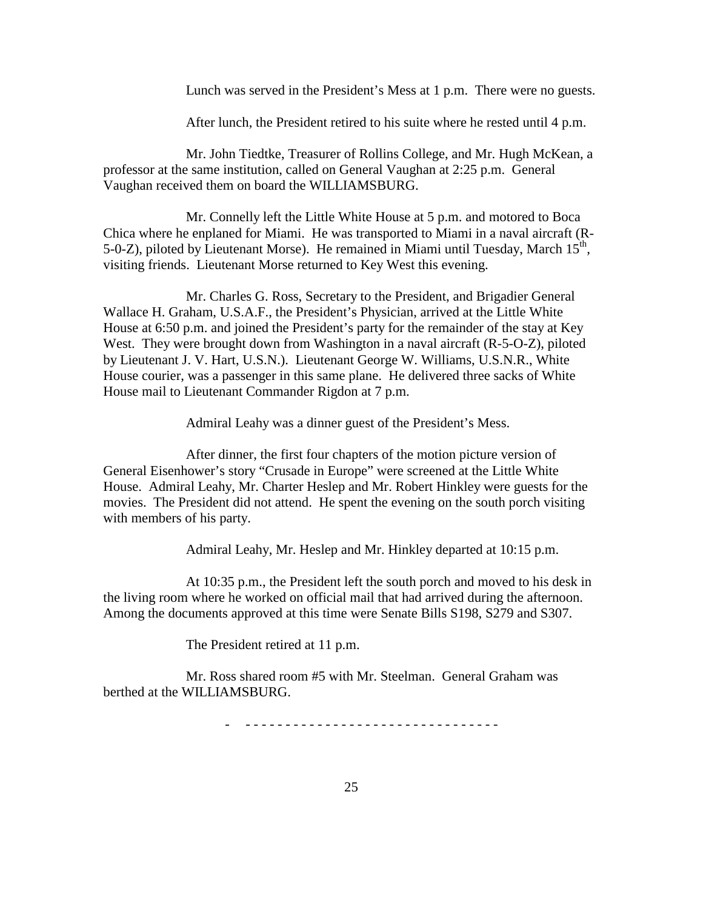Lunch was served in the President's Mess at 1 p.m. There were no guests.

After lunch, the President retired to his suite where he rested until 4 p.m.

Mr. John Tiedtke, Treasurer of Rollins College, and Mr. Hugh McKean, a professor at the same institution, called on General Vaughan at 2:25 p.m. General Vaughan received them on board the WILLIAMSBURG.

Mr. Connelly left the Little White House at 5 p.m. and motored to Boca Chica where he enplaned for Miami. He was transported to Miami in a naval aircraft (R-5-0-Z), piloted by Lieutenant Morse). He remained in Miami until Tuesday, March 15th, visiting friends. Lieutenant Morse returned to Key West this evening.

Mr. Charles G. Ross, Secretary to the President, and Brigadier General Wallace H. Graham, U.S.A.F., the President's Physician, arrived at the Little White House at 6:50 p.m. and joined the President's party for the remainder of the stay at Key West. They were brought down from Washington in a naval aircraft (R-5-O-Z), piloted by Lieutenant J. V. Hart, U.S.N.). Lieutenant George W. Williams, U.S.N.R., White House courier, was a passenger in this same plane. He delivered three sacks of White House mail to Lieutenant Commander Rigdon at 7 p.m.

Admiral Leahy was a dinner guest of the President's Mess.

After dinner, the first four chapters of the motion picture version of General Eisenhower's story "Crusade in Europe" were screened at the Little White House. Admiral Leahy, Mr. Charter Heslep and Mr. Robert Hinkley were guests for the movies. The President did not attend. He spent the evening on the south porch visiting with members of his party.

Admiral Leahy, Mr. Heslep and Mr. Hinkley departed at 10:15 p.m.

At 10:35 p.m., the President left the south porch and moved to his desk in the living room where he worked on official mail that had arrived during the afternoon. Among the documents approved at this time were Senate Bills S198, S279 and S307.

The President retired at 11 p.m.

Mr. Ross shared room #5 with Mr. Steelman. General Graham was berthed at the WILLIAMSBURG.

\- - - - - - - - - - - - - - - - - - - - - - - - - - - - - - - - -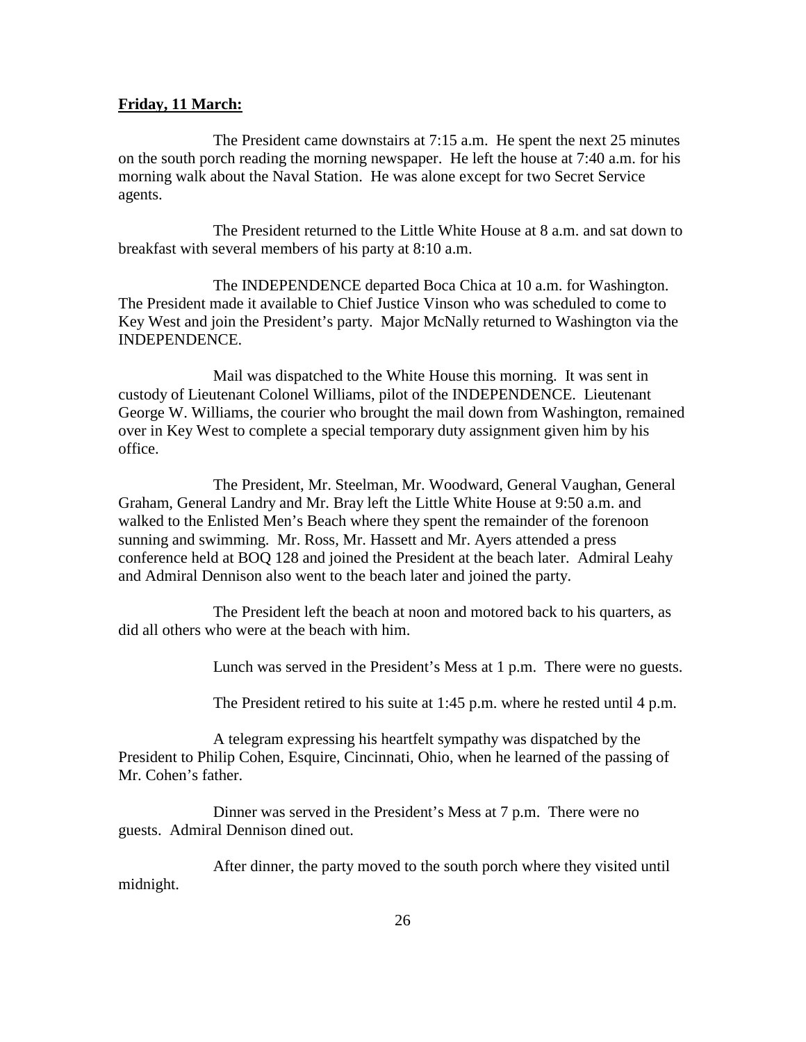**Friday, 11 March:**

The President came downstairs at 7:15 a.m. He spent the next 25 minutes on the south porch reading the morning newspaper. He left the house at 7:40 a.m. for his morning walk about the Naval Station. He was alone except for two Secret Service agents.

The President returned to the Little White House at 8 a.m. and sat down to breakfast with several members of his party at 8:10 a.m.

The INDEPENDENCE departed Boca Chica at 10 a.m. for Washington. The President made it available to Chief Justice Vinson who was scheduled to come to Key West and join the President's party. Major McNally returned to Washington via the INDEPENDENCE.

Mail was dispatched to the White House this morning. It was sent in custody of Lieutenant Colonel Williams, pilot of the INDEPENDENCE. Lieutenant George W. Williams, the courier who brought the mail down from Washington, remained over in Key West to complete a special temporary duty assignment given him by his office.

The President, Mr. Steelman, Mr. Woodward, General Vaughan, General Graham, General Landry and Mr. Bray left the Little White House at 9:50 a.m. and walked to the Enlisted Men's Beach where they spent the remainder of the forenoon sunning and swimming. Mr. Ross, Mr. Hassett and Mr. Ayers attended a press conference held at BOQ 128 and joined the President at the beach later. Admiral Leahy and Admiral Dennison also went to the beach later and joined the party.

The President left the beach at noon and motored back to his quarters, as did all others who were at the beach with him.

Lunch was served in the President's Mess at 1 p.m. There were no guests.

The President retired to his suite at 1:45 p.m. where he rested until 4 p.m.

A telegram expressing his heartfelt sympathy was dispatched by the President to Philip Cohen, Esquire, Cincinnati, Ohio, when he learned of the passing of Mr. Cohen's father.

Dinner was served in the President's Mess at 7 p.m. There were no guests. Admiral Dennison dined out.

After dinner, the party moved to the south porch where they visited until midnight.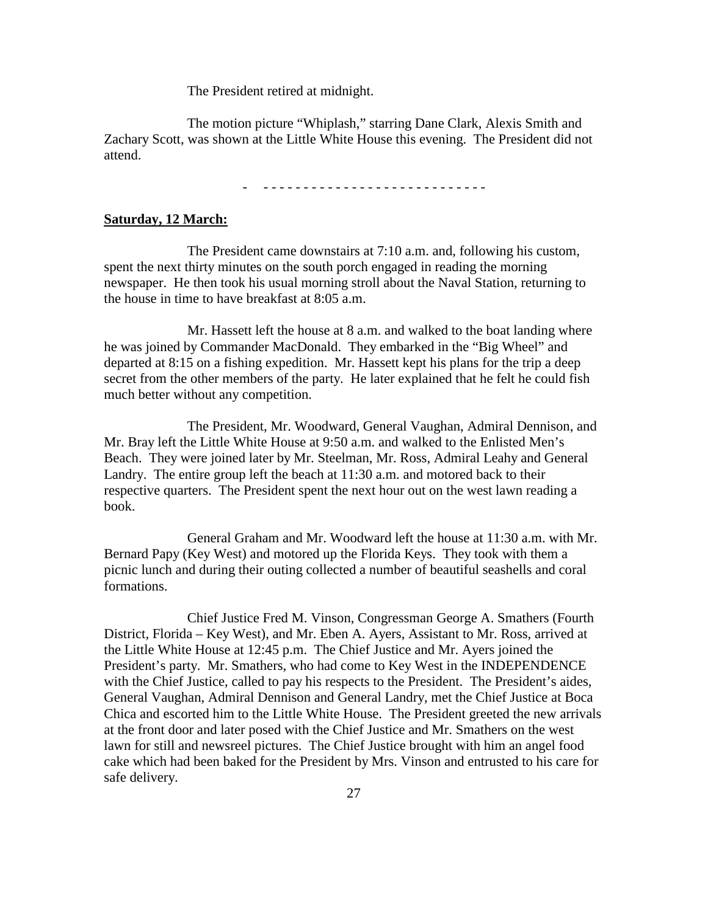The President retired at midnight.

The motion picture "Whiplash," starring Dane Clark, Alexis Smith and Zachary Scott, was shown at the Little White House this evening. The President did not attend.

\- - - - - - - - - - - - - - - - - - - - - - - - - - - - -

**Saturday, 12 March:**

The President came downstairs at 7:10 a.m. and, following his custom, spent the next thirty minutes on the south porch engaged in reading the morning newspaper. He then took his usual morning stroll about the Naval Station, returning to the house in time to have breakfast at 8:05 a.m.

Mr. Hassett left the house at 8 a.m. and walked to the boat landing where he was joined by Commander MacDonald. They embarked in the "Big Wheel" and departed at 8:15 on a fishing expedition. Mr. Hassett kept his plans for the trip a deep secret from the other members of the party. He later explained that he felt he could fish much better without any competition.

The President, Mr. Woodward, General Vaughan, Admiral Dennison, and Mr. Bray left the Little White House at 9:50 a.m. and walked to the Enlisted Men's Beach. They were joined later by Mr. Steelman, Mr. Ross, Admiral Leahy and General Landry. The entire group left the beach at 11:30 a.m. and motored back to their respective quarters. The President spent the next hour out on the west lawn reading a book.

General Graham and Mr. Woodward left the house at 11:30 a.m. with Mr. Bernard Papy (Key West) and motored up the Florida Keys. They took with them a picnic lunch and during their outing collected a number of beautiful seashells and coral formations.

Chief Justice Fred M. Vinson, Congressman George A. Smathers (Fourth District, Florida – Key West), and Mr. Eben A. Ayers, Assistant to Mr. Ross, arrived at the Little White House at 12:45 p.m. The Chief Justice and Mr. Ayers joined the President's party. Mr. Smathers, who had come to Key West in the INDEPENDENCE with the Chief Justice, called to pay his respects to the President. The President's aides, General Vaughan, Admiral Dennison and General Landry, met the Chief Justice at Boca Chica and escorted him to the Little White House. The President greeted the new arrivals at the front door and later posed with the Chief Justice and Mr. Smathers on the west lawn for still and newsreel pictures. The Chief Justice brought with him an angel food cake which had been baked for the President by Mrs. Vinson and entrusted to his care for safe delivery.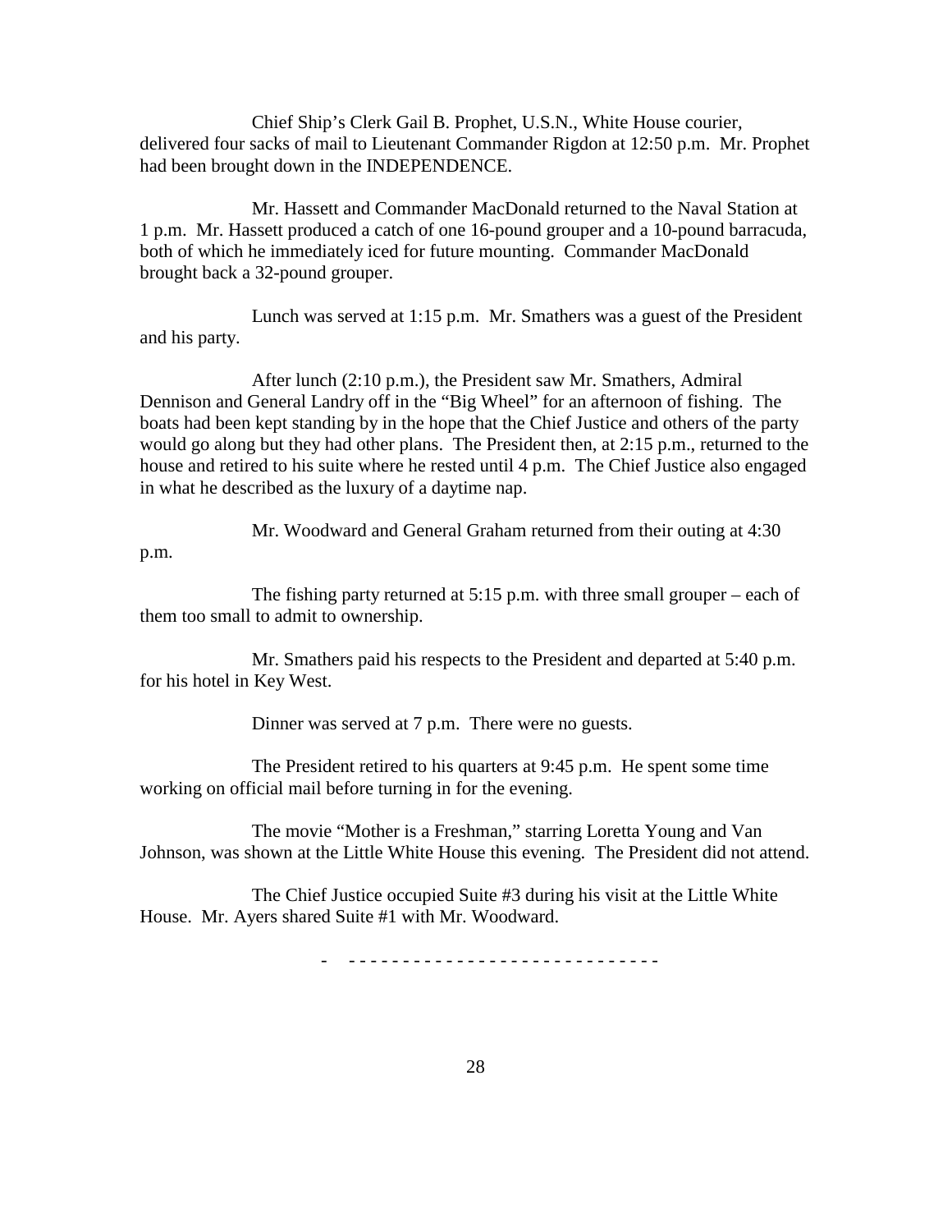Chief Ship's Clerk Gail B. Prophet, U.S.N., White House courier, delivered four sacks of mail to Lieutenant Commander Rigdon at 12:50 p.m. Mr. Prophet had been brought down in the INDEPENDENCE.

Mr. Hassett and Commander MacDonald returned to the Naval Station at 1 p.m. Mr. Hassett produced a catch of one 16-pound grouper and a 10-pound barracuda, both of which he immediately iced for future mounting. Commander MacDonald brought back a 32-pound grouper.

Lunch was served at 1:15 p.m. Mr. Smathers was a guest of the President and his party.

After lunch (2:10 p.m.), the President saw Mr. Smathers, Admiral Dennison and General Landry off in the "Big Wheel" for an afternoon of fishing. The boats had been kept standing by in the hope that the Chief Justice and others of the party would go along but they had other plans. The President then, at 2:15 p.m., returned to the house and retired to his suite where he rested until 4 p.m. The Chief Justice also engaged in what he described as the luxury of a daytime nap.

Mr. Woodward and General Graham returned from their outing at 4:30 p.m.

The fishing party returned at 5:15 p.m. with three small grouper – each of them too small to admit to ownership.

Mr. Smathers paid his respects to the President and departed at 5:40 p.m. for his hotel in Key West.

Dinner was served at 7 p.m. There were no guests.

The President retired to his quarters at 9:45 p.m. He spent some time working on official mail before turning in for the evening.

The movie "Mother is a Freshman," starring Loretta Young and Van Johnson, was shown at the Little White House this evening. The President did not attend.

The Chief Justice occupied Suite #3 during his visit at the Little White House. Mr. Ayers shared Suite #1 with Mr. Woodward.

\- - - - - - - - - - - - - - - - - - - - - - - - - - - - - -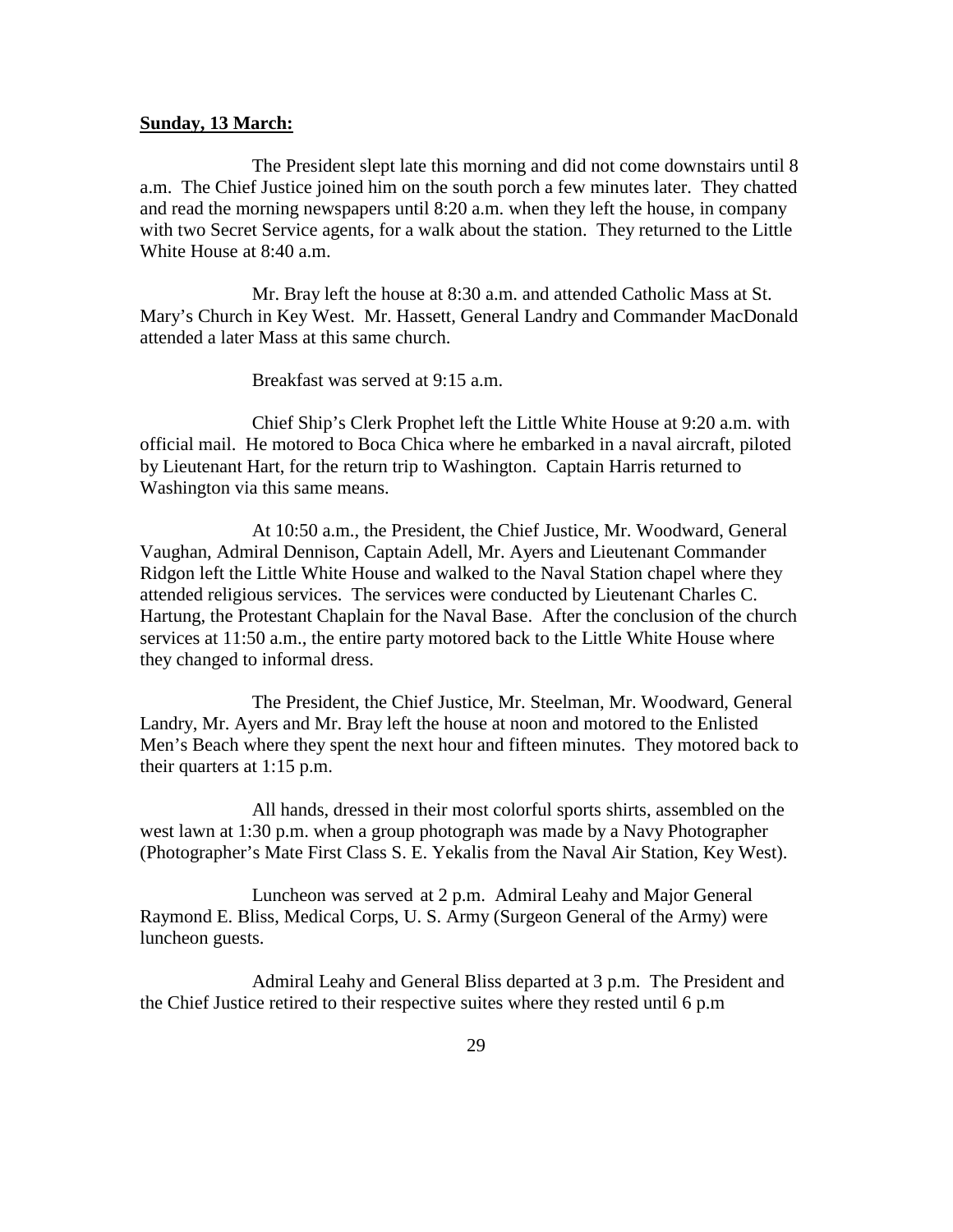**Sunday, 13 March:**

The President slept late this morning and did not come downstairs until 8 a.m. The Chief Justice joined him on the south porch a few minutes later. They chatted and read the morning newspapers until 8:20 a.m. when they left the house, in company with two Secret Service agents, for a walk about the station. They returned to the Little White House at 8:40 a.m.

Mr. Bray left the house at 8:30 a.m. and attended Catholic Mass at St. Mary's Church in Key West. Mr. Hassett, General Landry and Commander MacDonald attended a later Mass at this same church.

Breakfast was served at 9:15 a.m.

Chief Ship's Clerk Prophet left the Little White House at 9:20 a.m. with official mail. He motored to Boca Chica where he embarked in a naval aircraft, piloted by Lieutenant Hart, for the return trip to Washington. Captain Harris returned to Washington via this same means.

At 10:50 a.m., the President, the Chief Justice, Mr. Woodward, General Vaughan, Admiral Dennison, Captain Adell, Mr. Ayers and Lieutenant Commander Ridgon left the Little White House and walked to the Naval Station chapel where they attended religious services. The services were conducted by Lieutenant Charles C. Hartung, the Protestant Chaplain for the Naval Base. After the conclusion of the church services at 11:50 a.m., the entire party motored back to the Little White House where they changed to informal dress.

The President, the Chief Justice, Mr. Steelman, Mr. Woodward, General Landry, Mr. Ayers and Mr. Bray left the house at noon and motored to the Enlisted Men's Beach where they spent the next hour and fifteen minutes. They motored back to their quarters at 1:15 p.m.

All hands, dressed in their most colorful sports shirts, assembled on the west lawn at 1:30 p.m. when a group photograph was made by a Navy Photographer (Photographer's Mate First Class S. E. Yekalis from the Naval Air Station, Key West).

Luncheon was served at 2 p.m. Admiral Leahy and Major General Raymond E. Bliss, Medical Corps, U. S. Army (Surgeon General of the Army) were luncheon guests.

Admiral Leahy and General Bliss departed at 3 p.m. The President and the Chief Justice retired to their respective suites where they rested until 6 p.m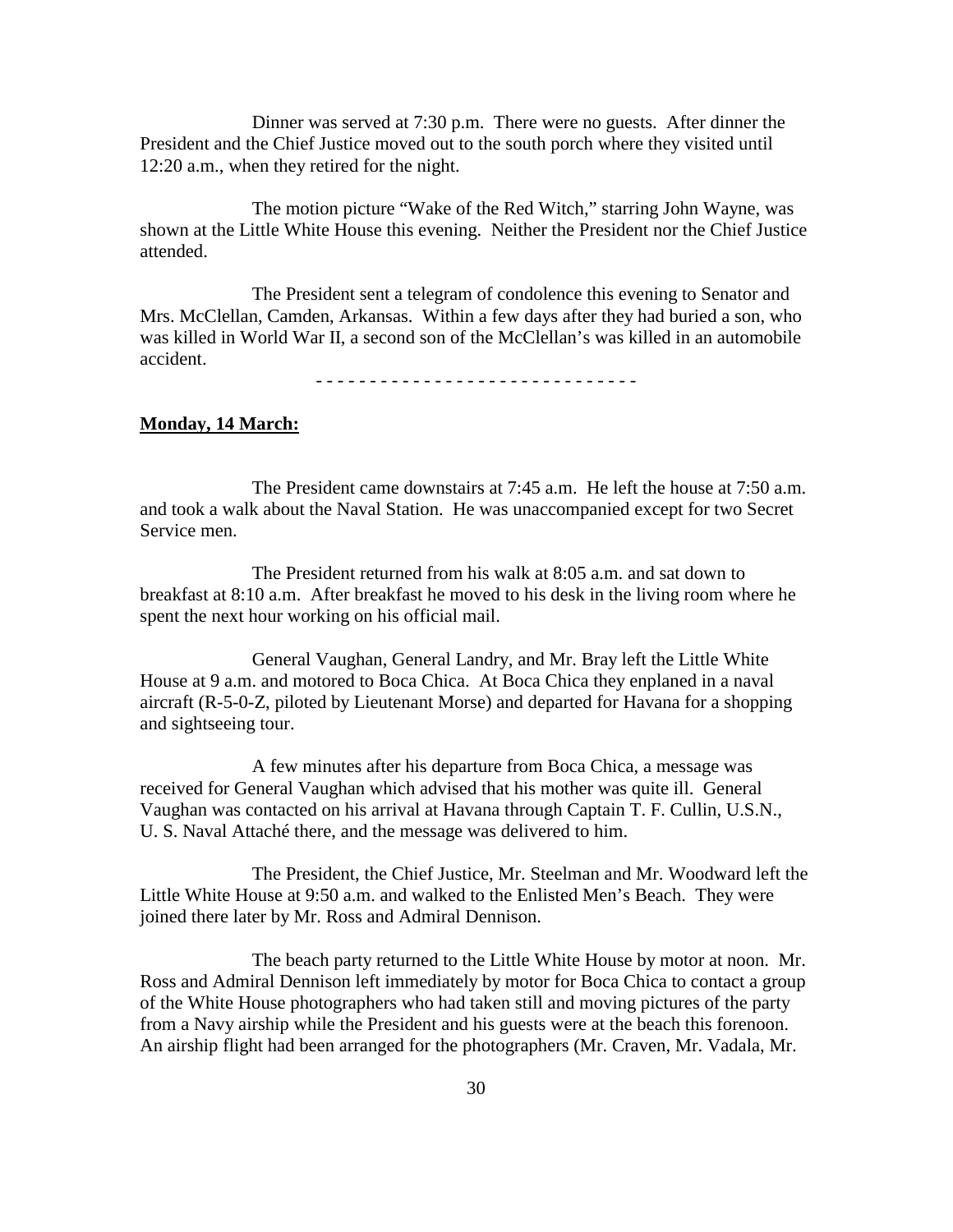Dinner was served at 7:30 p.m. There were no guests. After dinner the President and the Chief Justice moved out to the south porch where they visited until 12:20 a.m., when they retired for the night.

The motion picture "Wake of the Red Witch," starring John Wayne, was shown at the Little White House this evening. Neither the President nor the Chief Justice attended.

The President sent a telegram of condolence this evening to Senator and Mrs. McClellan, Camden, Arkansas. Within a few days after they had buried a son, who was killed in World War II, a second son of the McClellan's was killed in an automobile accident.

- - - - - - - - - - - - - - - - - - - - - - - - - - - - - -

**Monday, 14 March:**

The President came downstairs at 7:45 a.m. He left the house at 7:50 a.m. and took a walk about the Naval Station. He was unaccompanied except for two Secret Service men.

The President returned from his walk at 8:05 a.m. and sat down to breakfast at 8:10 a.m. After breakfast he moved to his desk in the living room where he spent the next hour working on his official mail.

General Vaughan, General Landry, and Mr. Bray left the Little White House at 9 a.m. and motored to Boca Chica. At Boca Chica they enplaned in a naval aircraft (R-5-0-Z, piloted by Lieutenant Morse) and departed for Havana for a shopping and sightseeing tour.

A few minutes after his departure from Boca Chica, a message was received for General Vaughan which advised that his mother was quite ill. General Vaughan was contacted on his arrival at Havana through Captain T. F. Cullin, U.S.N., U. S. Naval Attaché there, and the message was delivered to him.

The President, the Chief Justice, Mr. Steelman and Mr. Woodward left the Little White House at 9:50 a.m. and walked to the Enlisted Men's Beach. They were joined there later by Mr. Ross and Admiral Dennison.

The beach party returned to the Little White House by motor at noon. Mr. Ross and Admiral Dennison left immediately by motor for Boca Chica to contact a group of the White House photographers who had taken still and moving pictures of the party from a Navy airship while the President and his guests were at the beach this forenoon. An airship flight had been arranged for the photographers (Mr. Craven, Mr. Vadala, Mr.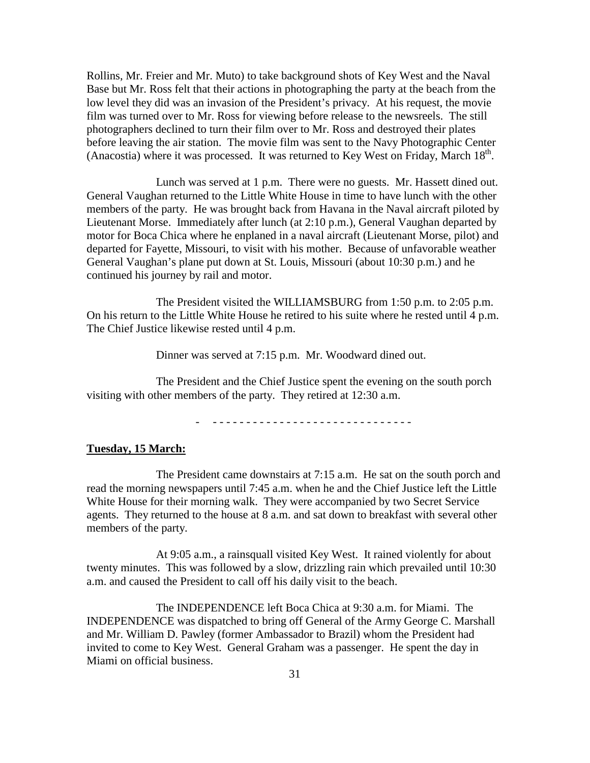Rollins, Mr. Freier and Mr. Muto) to take background shots of Key West and the Naval Base but Mr. Ross felt that their actions in photographing the party at the beach from the low level they did was an invasion of the President's privacy. At his request, the movie film was turned over to Mr. Ross for viewing before release to the newsreels. The still photographers declined to turn their film over to Mr. Ross and destroyed their plates before leaving the air station. The movie film was sent to the Navy Photographic Center (Anacostia) where it was processed. It was returned to Key West on Friday, March 18th.

Lunch was served at 1 p.m. There were no guests. Mr. Hassett dined out. General Vaughan returned to the Little White House in time to have lunch with the other members of the party. He was brought back from Havana in the Naval aircraft piloted by Lieutenant Morse. Immediately after lunch (at 2:10 p.m.), General Vaughan departed by motor for Boca Chica where he enplaned in a naval aircraft (Lieutenant Morse, pilot) and departed for Fayette, Missouri, to visit with his mother. Because of unfavorable weather General Vaughan's plane put down at St. Louis, Missouri (about 10:30 p.m.) and he continued his journey by rail and motor.

The President visited the WILLIAMSBURG from 1:50 p.m. to 2:05 p.m. On his return to the Little White House he retired to his suite where he rested until 4 p.m. The Chief Justice likewise rested until 4 p.m.

Dinner was served at 7:15 p.m. Mr. Woodward dined out.

The President and the Chief Justice spent the evening on the south porch visiting with other members of the party. They retired at 12:30 a.m.

- - - - - - - - - - - - - - - - - - - - - - - - - - - - - - -

**Tuesday, 15 March:**

The President came downstairs at 7:15 a.m. He sat on the south porch and read the morning newspapers until 7:45 a.m. when he and the Chief Justice left the Little White House for their morning walk. They were accompanied by two Secret Service agents. They returned to the house at 8 a.m. and sat down to breakfast with several other members of the party.

At 9:05 a.m., a rainsquall visited Key West. It rained violently for about twenty minutes. This was followed by a slow, drizzling rain which prevailed until 10:30 a.m. and caused the President to call off his daily visit to the beach.

The INDEPENDENCE left Boca Chica at 9:30 a.m. for Miami. The INDEPENDENCE was dispatched to bring off General of the Army George C. Marshall and Mr. William D. Pawley (former Ambassador to Brazil) whom the President had invited to come to Key West. General Graham was a passenger. He spent the day in Miami on official business.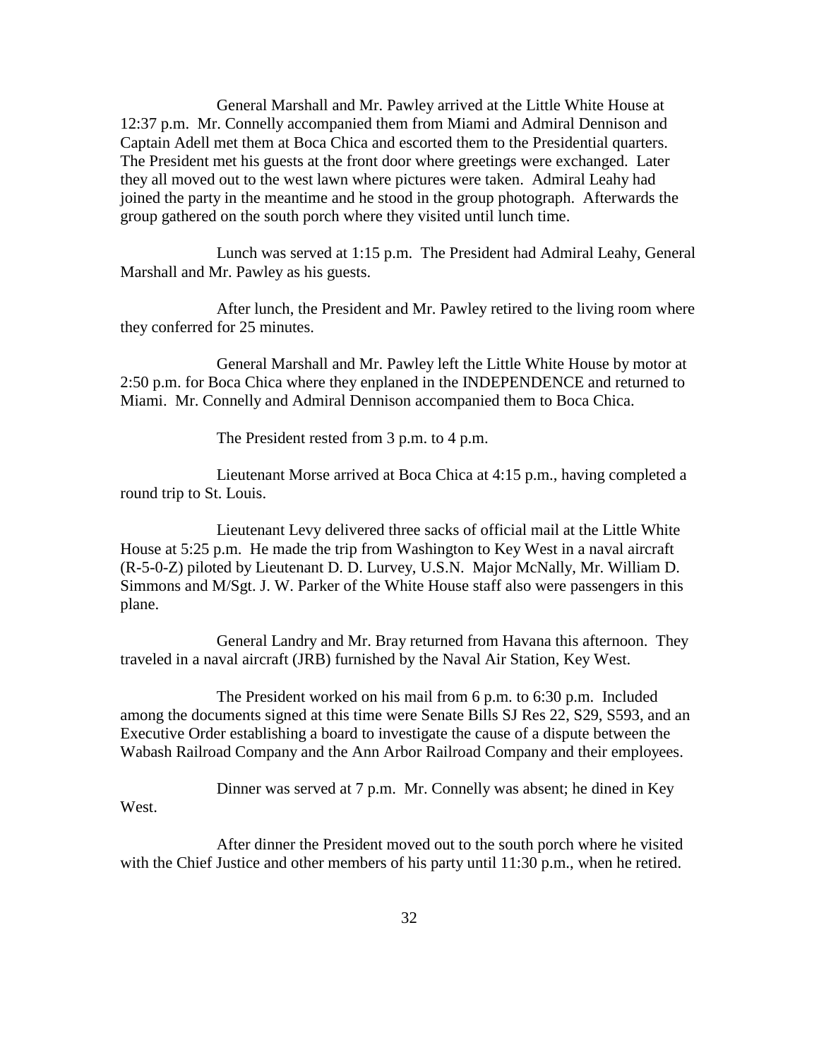General Marshall and Mr. Pawley arrived at the Little White House at 12:37 p.m. Mr. Connelly accompanied them from Miami and Admiral Dennison and Captain Adell met them at Boca Chica and escorted them to the Presidential quarters. The President met his guests at the front door where greetings were exchanged. Later they all moved out to the west lawn where pictures were taken. Admiral Leahy had joined the party in the meantime and he stood in the group photograph. Afterwards the group gathered on the south porch where they visited until lunch time.

Lunch was served at 1:15 p.m. The President had Admiral Leahy, General Marshall and Mr. Pawley as his guests.

After lunch, the President and Mr. Pawley retired to the living room where they conferred for 25 minutes.

General Marshall and Mr. Pawley left the Little White House by motor at 2:50 p.m. for Boca Chica where they enplaned in the INDEPENDENCE and returned to Miami. Mr. Connelly and Admiral Dennison accompanied them to Boca Chica.

The President rested from 3 p.m. to 4 p.m.

Lieutenant Morse arrived at Boca Chica at 4:15 p.m., having completed a round trip to St. Louis.

Lieutenant Levy delivered three sacks of official mail at the Little White House at 5:25 p.m. He made the trip from Washington to Key West in a naval aircraft (R-5-0-Z) piloted by Lieutenant D. D. Lurvey, U.S.N. Major McNally, Mr. William D. Simmons and M/Sgt. J. W. Parker of the White House staff also were passengers in this plane.

General Landry and Mr. Bray returned from Havana this afternoon. They traveled in a naval aircraft (JRB) furnished by the Naval Air Station, Key West.

The President worked on his mail from 6 p.m. to 6:30 p.m. Included among the documents signed at this time were Senate Bills SJ Res 22, S29, S593, and an Executive Order establishing a board to investigate the cause of a dispute between the Wabash Railroad Company and the Ann Arbor Railroad Company and their employees.

Dinner was served at 7 p.m. Mr. Connelly was absent; he dined in Key West.

After dinner the President moved out to the south porch where he visited with the Chief Justice and other members of his party until 11:30 p.m., when he retired.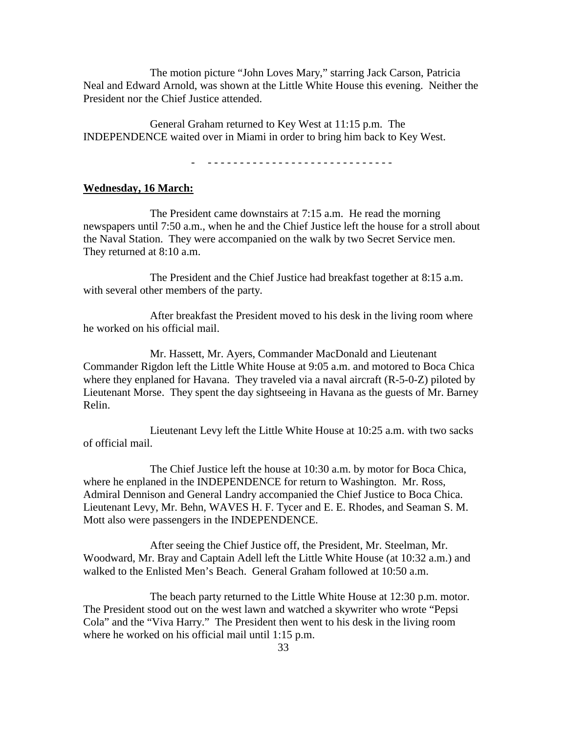The motion picture "John Loves Mary," starring Jack Carson, Patricia Neal and Edward Arnold, was shown at the Little White House this evening. Neither the President nor the Chief Justice attended.

General Graham returned to Key West at 11:15 p.m. The INDEPENDENCE waited over in Miami in order to bring him back to Key West.

\- - - - - - - - - - - - - - - - - - - - - - - - - - - - - -

**Wednesday, 16 March:**

The President came downstairs at 7:15 a.m. He read the morning newspapers until 7:50 a.m., when he and the Chief Justice left the house for a stroll about the Naval Station. They were accompanied on the walk by two Secret Service men. They returned at 8:10 a.m.

The President and the Chief Justice had breakfast together at 8:15 a.m. with several other members of the party.

After breakfast the President moved to his desk in the living room where he worked on his official mail.

Mr. Hassett, Mr. Ayers, Commander MacDonald and Lieutenant Commander Rigdon left the Little White House at 9:05 a.m. and motored to Boca Chica where they enplaned for Havana. They traveled via a naval aircraft (R-5-0-Z) piloted by Lieutenant Morse. They spent the day sightseeing in Havana as the guests of Mr. Barney Relin.

Lieutenant Levy left the Little White House at 10:25 a.m. with two sacks of official mail.

The Chief Justice left the house at 10:30 a.m. by motor for Boca Chica, where he enplaned in the INDEPENDENCE for return to Washington. Mr. Ross, Admiral Dennison and General Landry accompanied the Chief Justice to Boca Chica. Lieutenant Levy, Mr. Behn, WAVES H. F. Tycer and E. E. Rhodes, and Seaman S. M. Mott also were passengers in the INDEPENDENCE.

After seeing the Chief Justice off, the President, Mr. Steelman, Mr. Woodward, Mr. Bray and Captain Adell left the Little White House (at 10:32 a.m.) and walked to the Enlisted Men's Beach. General Graham followed at 10:50 a.m.

The beach party returned to the Little White House at 12:30 p.m. motor. The President stood out on the west lawn and watched a skywriter who wrote "Pepsi Cola" and the "Viva Harry." The President then went to his desk in the living room where he worked on his official mail until 1:15 p.m.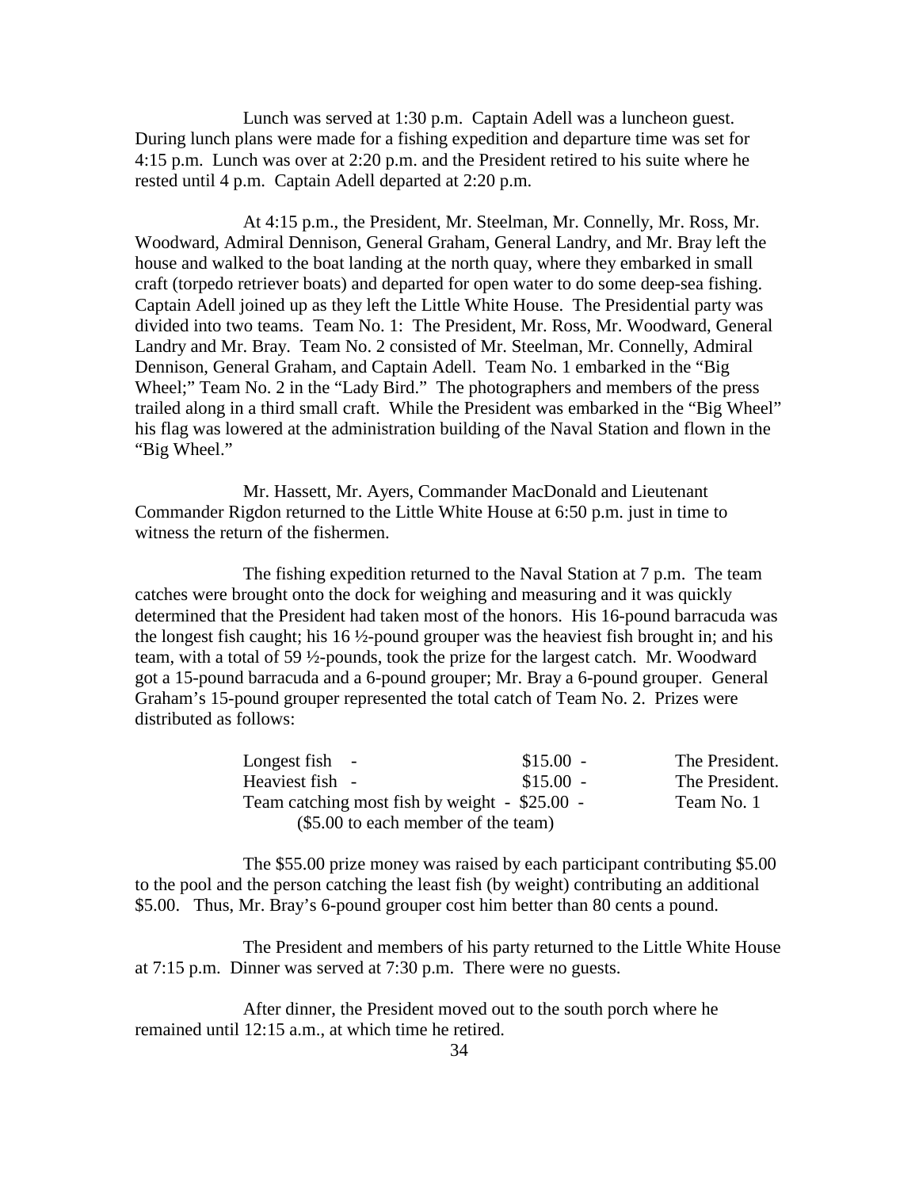Lunch was served at 1:30 p.m. Captain Adell was a luncheon guest. During lunch plans were made for a fishing expedition and departure time was set for 4:15 p.m. Lunch was over at 2:20 p.m. and the President retired to his suite where he rested until 4 p.m. Captain Adell departed at 2:20 p.m.

At 4:15 p.m., the President, Mr. Steelman, Mr. Connelly, Mr. Ross, Mr. Woodward, Admiral Dennison, General Graham, General Landry, and Mr. Bray left the house and walked to the boat landing at the north quay, where they embarked in small craft (torpedo retriever boats) and departed for open water to do some deep-sea fishing. Captain Adell joined up as they left the Little White House. The Presidential party was divided into two teams. Team No. 1: The President, Mr. Ross, Mr. Woodward, General Landry and Mr. Bray. Team No. 2 consisted of Mr. Steelman, Mr. Connelly, Admiral Dennison, General Graham, and Captain Adell. Team No. 1 embarked in the "Big Wheel;" Team No. 2 in the "Lady Bird." The photographers and members of the press trailed along in a third small craft. While the President was embarked in the "Big Wheel" his flag was lowered at the administration building of the Naval Station and flown in the "Big Wheel."

Mr. Hassett, Mr. Ayers, Commander MacDonald and Lieutenant Commander Rigdon returned to the Little White House at 6:50 p.m. just in time to witness the return of the fishermen.

The fishing expedition returned to the Naval Station at 7 p.m. The team catches were brought onto the dock for weighing and measuring and it was quickly determined that the President had taken most of the honors. His 16-pound barracuda was the longest fish caught; his 16 ½-pound grouper was the heaviest fish brought in; and his team, with a total of 59 ½-pounds, took the prize for the largest catch. Mr. Woodward got a 15-pound barracuda and a 6-pound grouper; Mr. Bray a 6-pound grouper. General Graham's 15-pound grouper represented the total catch of Team No. 2. Prizes were distributed as follows:

| | | |
|---|---|---|
| Longest fish - | $15.00 - | The President. |
| Heaviest fish - | $15.00 - | The President. |
| Team catching most fish by weight - | $25.00 - | Team No. 1 |
| ($5.00 to each member of the team) | | |

The $55.00 prize money was raised by each participant contributing $5.00 to the pool and the person catching the least fish (by weight) contributing an additional $5.00. Thus, Mr. Bray's 6-pound grouper cost him better than 80 cents a pound.

The President and members of his party returned to the Little White House at 7:15 p.m. Dinner was served at 7:30 p.m. There were no guests.

After dinner, the President moved out to the south porch where he remained until 12:15 a.m., at which time he retired.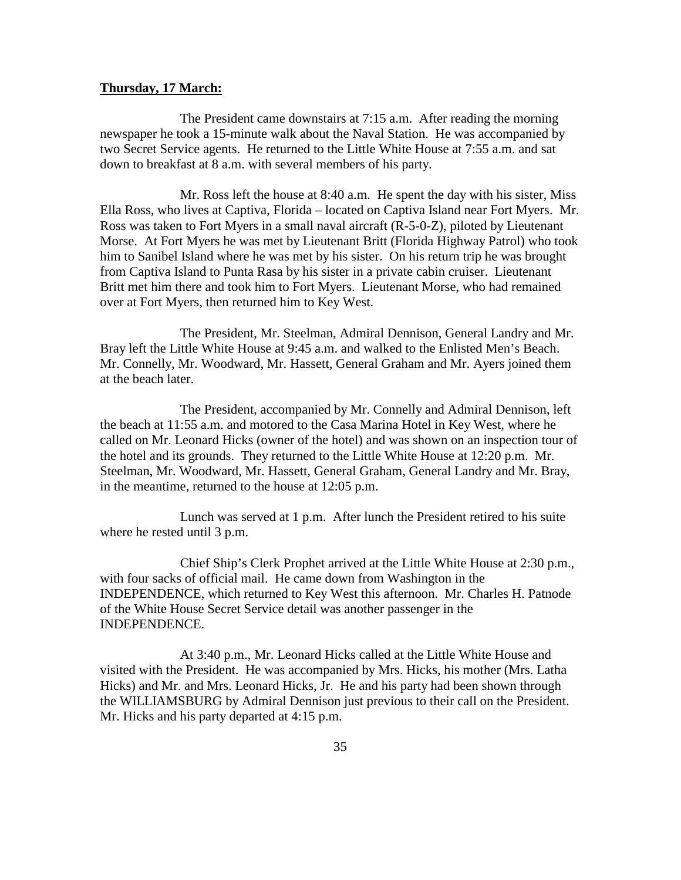**Thursday, 17 March:**

The President came downstairs at 7:15 a.m. After reading the morning newspaper he took a 15-minute walk about the Naval Station. He was accompanied by two Secret Service agents. He returned to the Little White House at 7:55 a.m. and sat down to breakfast at 8 a.m. with several members of his party.

Mr. Ross left the house at 8:40 a.m. He spent the day with his sister, Miss Ella Ross, who lives at Captiva, Florida – located on Captiva Island near Fort Myers. Mr. Ross was taken to Fort Myers in a small naval aircraft (R-5-0-Z), piloted by Lieutenant Morse. At Fort Myers he was met by Lieutenant Britt (Florida Highway Patrol) who took him to Sanibel Island where he was met by his sister. On his return trip he was brought from Captiva Island to Punta Rasa by his sister in a private cabin cruiser. Lieutenant Britt met him there and took him to Fort Myers. Lieutenant Morse, who had remained over at Fort Myers, then returned him to Key West.

The President, Mr. Steelman, Admiral Dennison, General Landry and Mr. Bray left the Little White House at 9:45 a.m. and walked to the Enlisted Men's Beach. Mr. Connelly, Mr. Woodward, Mr. Hassett, General Graham and Mr. Ayers joined them at the beach later.

The President, accompanied by Mr. Connelly and Admiral Dennison, left the beach at 11:55 a.m. and motored to the Casa Marina Hotel in Key West, where he called on Mr. Leonard Hicks (owner of the hotel) and was shown on an inspection tour of the hotel and its grounds. They returned to the Little White House at 12:20 p.m. Mr. Steelman, Mr. Woodward, Mr. Hassett, General Graham, General Landry and Mr. Bray, in the meantime, returned to the house at 12:05 p.m.

Lunch was served at 1 p.m. After lunch the President retired to his suite where he rested until 3 p.m.

Chief Ship's Clerk Prophet arrived at the Little White House at 2:30 p.m., with four sacks of official mail. He came down from Washington in the INDEPENDENCE, which returned to Key West this afternoon. Mr. Charles H. Patnode of the White House Secret Service detail was another passenger in the INDEPENDENCE.

At 3:40 p.m., Mr. Leonard Hicks called at the Little White House and visited with the President. He was accompanied by Mrs. Hicks, his mother (Mrs. Latha Hicks) and Mr. and Mrs. Leonard Hicks, Jr. He and his party had been shown through the WILLIAMSBURG by Admiral Dennison just previous to their call on the President. Mr. Hicks and his party departed at 4:15 p.m.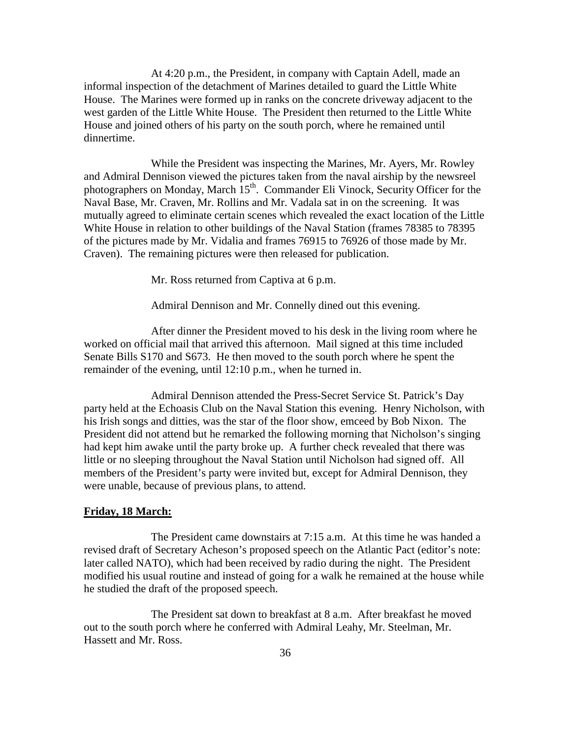At 4:20 p.m., the President, in company with Captain Adell, made an informal inspection of the detachment of Marines detailed to guard the Little White House. The Marines were formed up in ranks on the concrete driveway adjacent to the west garden of the Little White House. The President then returned to the Little White House and joined others of his party on the south porch, where he remained until dinnertime.

While the President was inspecting the Marines, Mr. Ayers, Mr. Rowley and Admiral Dennison viewed the pictures taken from the naval airship by the newsreel photographers on Monday, March 15th. Commander Eli Vinock, Security Officer for the Naval Base, Mr. Craven, Mr. Rollins and Mr. Vadala sat in on the screening. It was mutually agreed to eliminate certain scenes which revealed the exact location of the Little White House in relation to other buildings of the Naval Station (frames 78385 to 78395 of the pictures made by Mr. Vidalia and frames 76915 to 76926 of those made by Mr. Craven). The remaining pictures were then released for publication.

Mr. Ross returned from Captiva at 6 p.m.

Admiral Dennison and Mr. Connelly dined out this evening.

After dinner the President moved to his desk in the living room where he worked on official mail that arrived this afternoon. Mail signed at this time included Senate Bills S170 and S673. He then moved to the south porch where he spent the remainder of the evening, until 12:10 p.m., when he turned in.

Admiral Dennison attended the Press-Secret Service St. Patrick's Day party held at the Echoasis Club on the Naval Station this evening. Henry Nicholson, with his Irish songs and ditties, was the star of the floor show, emceed by Bob Nixon. The President did not attend but he remarked the following morning that Nicholson's singing had kept him awake until the party broke up. A further check revealed that there was little or no sleeping throughout the Naval Station until Nicholson had signed off. All members of the President's party were invited but, except for Admiral Dennison, they were unable, because of previous plans, to attend.

**Friday, 18 March:**

The President came downstairs at 7:15 a.m. At this time he was handed a revised draft of Secretary Acheson's proposed speech on the Atlantic Pact (editor's note: later called NATO), which had been received by radio during the night. The President modified his usual routine and instead of going for a walk he remained at the house while he studied the draft of the proposed speech.

The President sat down to breakfast at 8 a.m. After breakfast he moved out to the south porch where he conferred with Admiral Leahy, Mr. Steelman, Mr. Hassett and Mr. Ross.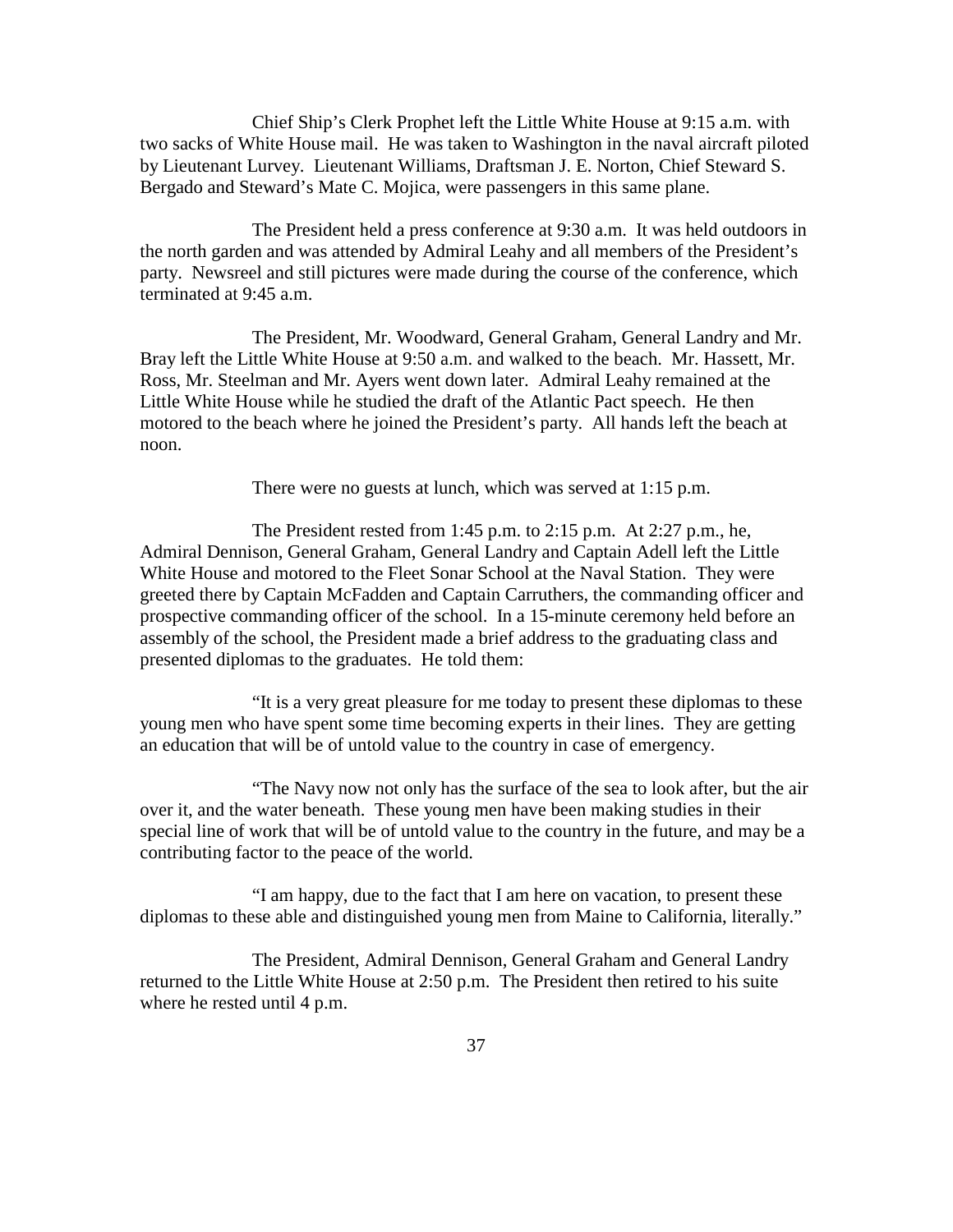Chief Ship's Clerk Prophet left the Little White House at 9:15 a.m. with two sacks of White House mail. He was taken to Washington in the naval aircraft piloted by Lieutenant Lurvey. Lieutenant Williams, Draftsman J. E. Norton, Chief Steward S. Bergado and Steward's Mate C. Mojica, were passengers in this same plane.

The President held a press conference at 9:30 a.m. It was held outdoors in the north garden and was attended by Admiral Leahy and all members of the President's party. Newsreel and still pictures were made during the course of the conference, which terminated at 9:45 a.m.

The President, Mr. Woodward, General Graham, General Landry and Mr. Bray left the Little White House at 9:50 a.m. and walked to the beach. Mr. Hassett, Mr. Ross, Mr. Steelman and Mr. Ayers went down later. Admiral Leahy remained at the Little White House while he studied the draft of the Atlantic Pact speech. He then motored to the beach where he joined the President's party. All hands left the beach at noon.

There were no guests at lunch, which was served at 1:15 p.m.

The President rested from 1:45 p.m. to 2:15 p.m. At 2:27 p.m., he, Admiral Dennison, General Graham, General Landry and Captain Adell left the Little White House and motored to the Fleet Sonar School at the Naval Station. They were greeted there by Captain McFadden and Captain Carruthers, the commanding officer and prospective commanding officer of the school. In a 15-minute ceremony held before an assembly of the school, the President made a brief address to the graduating class and presented diplomas to the graduates. He told them:

"It is a very great pleasure for me today to present these diplomas to these young men who have spent some time becoming experts in their lines. They are getting an education that will be of untold value to the country in case of emergency.

"The Navy now not only has the surface of the sea to look after, but the air over it, and the water beneath. These young men have been making studies in their special line of work that will be of untold value to the country in the future, and may be a contributing factor to the peace of the world.

"I am happy, due to the fact that I am here on vacation, to present these diplomas to these able and distinguished young men from Maine to California, literally."

The President, Admiral Dennison, General Graham and General Landry returned to the Little White House at 2:50 p.m. The President then retired to his suite where he rested until 4 p.m.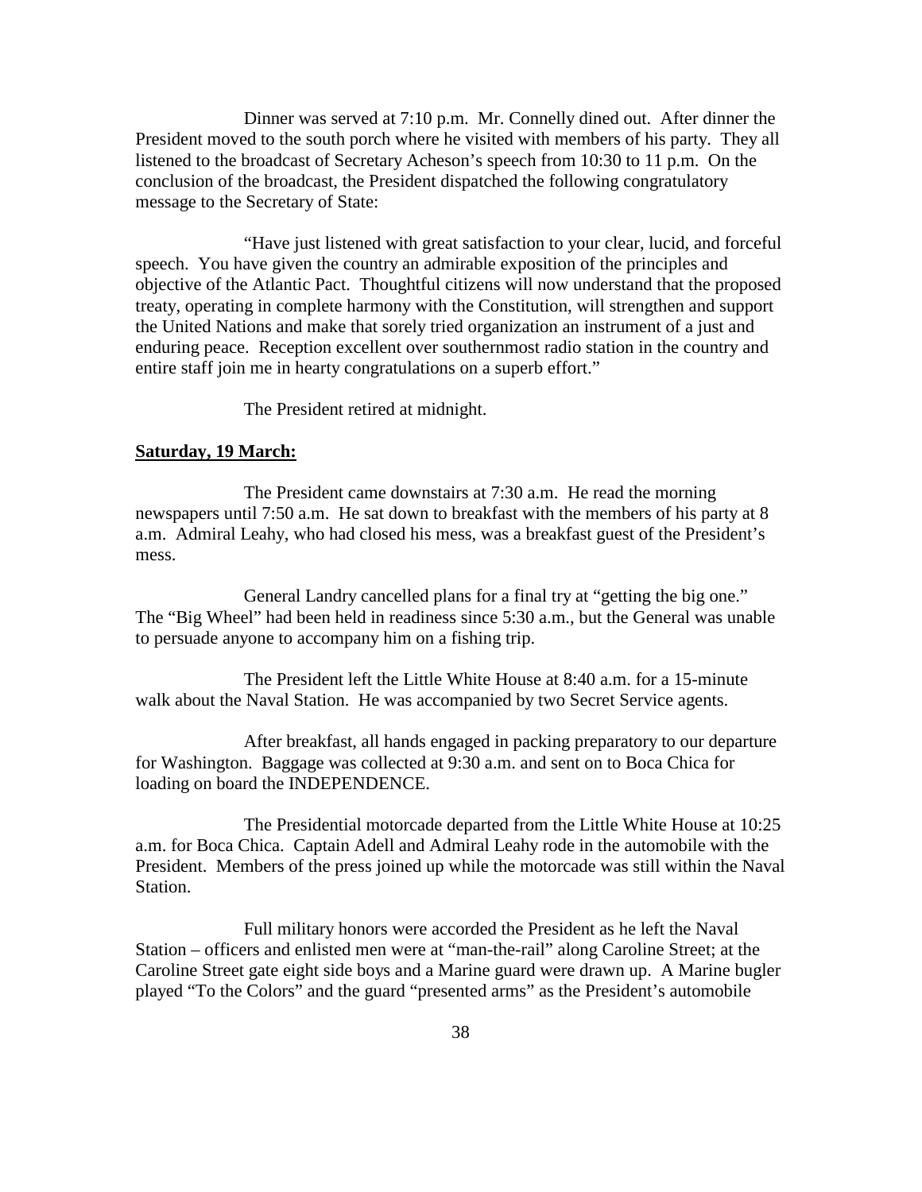Dinner was served at 7:10 p.m. Mr. Connelly dined out. After dinner the President moved to the south porch where he visited with members of his party. They all listened to the broadcast of Secretary Acheson's speech from 10:30 to 11 p.m. On the conclusion of the broadcast, the President dispatched the following congratulatory message to the Secretary of State:

"Have just listened with great satisfaction to your clear, lucid, and forceful speech. You have given the country an admirable exposition of the principles and objective of the Atlantic Pact. Thoughtful citizens will now understand that the proposed treaty, operating in complete harmony with the Constitution, will strengthen and support the United Nations and make that sorely tried organization an instrument of a just and enduring peace. Reception excellent over southernmost radio station in the country and entire staff join me in hearty congratulations on a superb effort."

The President retired at midnight.

**Saturday, 19 March:**

The President came downstairs at 7:30 a.m. He read the morning newspapers until 7:50 a.m. He sat down to breakfast with the members of his party at 8 a.m. Admiral Leahy, who had closed his mess, was a breakfast guest of the President's mess.

General Landry cancelled plans for a final try at "getting the big one." The "Big Wheel" had been held in readiness since 5:30 a.m., but the General was unable to persuade anyone to accompany him on a fishing trip.

The President left the Little White House at 8:40 a.m. for a 15-minute walk about the Naval Station. He was accompanied by two Secret Service agents.

After breakfast, all hands engaged in packing preparatory to our departure for Washington. Baggage was collected at 9:30 a.m. and sent on to Boca Chica for loading on board the INDEPENDENCE.

The Presidential motorcade departed from the Little White House at 10:25 a.m. for Boca Chica. Captain Adell and Admiral Leahy rode in the automobile with the President. Members of the press joined up while the motorcade was still within the Naval Station.

Full military honors were accorded the President as he left the Naval Station – officers and enlisted men were at "man-the-rail" along Caroline Street; at the Caroline Street gate eight side boys and a Marine guard were drawn up. A Marine bugler played "To the Colors" and the guard "presented arms" as the President's automobile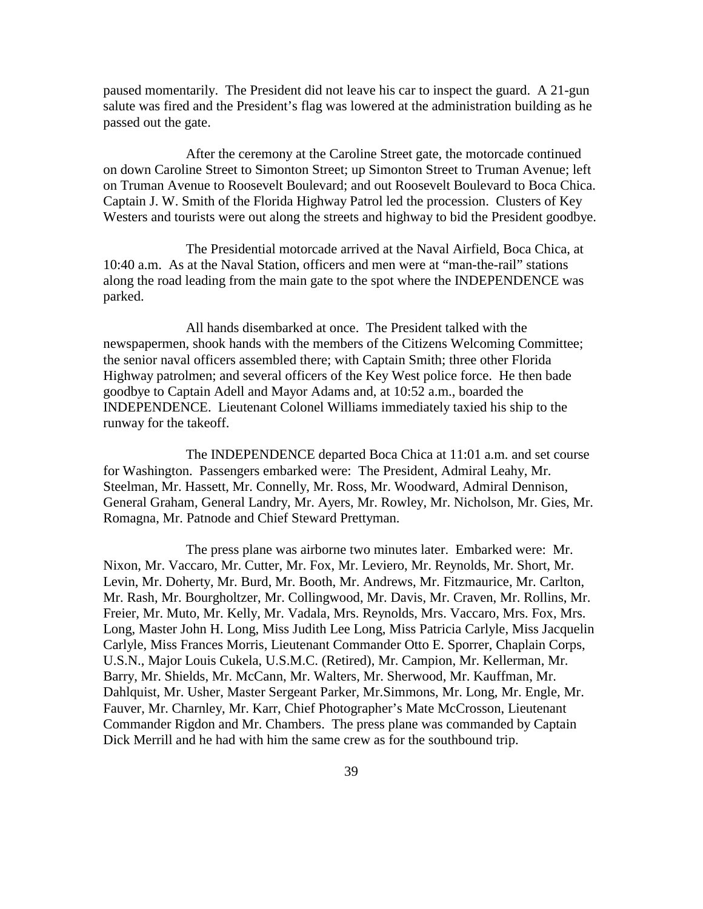paused momentarily. The President did not leave his car to inspect the guard. A 21-gun salute was fired and the President's flag was lowered at the administration building as he passed out the gate.

After the ceremony at the Caroline Street gate, the motorcade continued on down Caroline Street to Simonton Street; up Simonton Street to Truman Avenue; left on Truman Avenue to Roosevelt Boulevard; and out Roosevelt Boulevard to Boca Chica. Captain J. W. Smith of the Florida Highway Patrol led the procession. Clusters of Key Westers and tourists were out along the streets and highway to bid the President goodbye.

The Presidential motorcade arrived at the Naval Airfield, Boca Chica, at 10:40 a.m. As at the Naval Station, officers and men were at "man-the-rail" stations along the road leading from the main gate to the spot where the INDEPENDENCE was parked.

All hands disembarked at once. The President talked with the newspapermen, shook hands with the members of the Citizens Welcoming Committee; the senior naval officers assembled there; with Captain Smith; three other Florida Highway patrolmen; and several officers of the Key West police force. He then bade goodbye to Captain Adell and Mayor Adams and, at 10:52 a.m., boarded the INDEPENDENCE. Lieutenant Colonel Williams immediately taxied his ship to the runway for the takeoff.

The INDEPENDENCE departed Boca Chica at 11:01 a.m. and set course for Washington. Passengers embarked were: The President, Admiral Leahy, Mr. Steelman, Mr. Hassett, Mr. Connelly, Mr. Ross, Mr. Woodward, Admiral Dennison, General Graham, General Landry, Mr. Ayers, Mr. Rowley, Mr. Nicholson, Mr. Gies, Mr. Romagna, Mr. Patnode and Chief Steward Prettyman.

The press plane was airborne two minutes later. Embarked were: Mr. Nixon, Mr. Vaccaro, Mr. Cutter, Mr. Fox, Mr. Leviero, Mr. Reynolds, Mr. Short, Mr. Levin, Mr. Doherty, Mr. Burd, Mr. Booth, Mr. Andrews, Mr. Fitzmaurice, Mr. Carlton, Mr. Rash, Mr. Bourgholtzer, Mr. Collingwood, Mr. Davis, Mr. Craven, Mr. Rollins, Mr. Freier, Mr. Muto, Mr. Kelly, Mr. Vadala, Mrs. Reynolds, Mrs. Vaccaro, Mrs. Fox, Mrs. Long, Master John H. Long, Miss Judith Lee Long, Miss Patricia Carlyle, Miss Jacquelin Carlyle, Miss Frances Morris, Lieutenant Commander Otto E. Sporrer, Chaplain Corps, U.S.N., Major Louis Cukela, U.S.M.C. (Retired), Mr. Campion, Mr. Kellerman, Mr. Barry, Mr. Shields, Mr. McCann, Mr. Walters, Mr. Sherwood, Mr. Kauffman, Mr. Dahlquist, Mr. Usher, Master Sergeant Parker, Mr.Simmons, Mr. Long, Mr. Engle, Mr. Fauver, Mr. Charnley, Mr. Karr, Chief Photographer's Mate McCrosson, Lieutenant Commander Rigdon and Mr. Chambers. The press plane was commanded by Captain Dick Merrill and he had with him the same crew as for the southbound trip.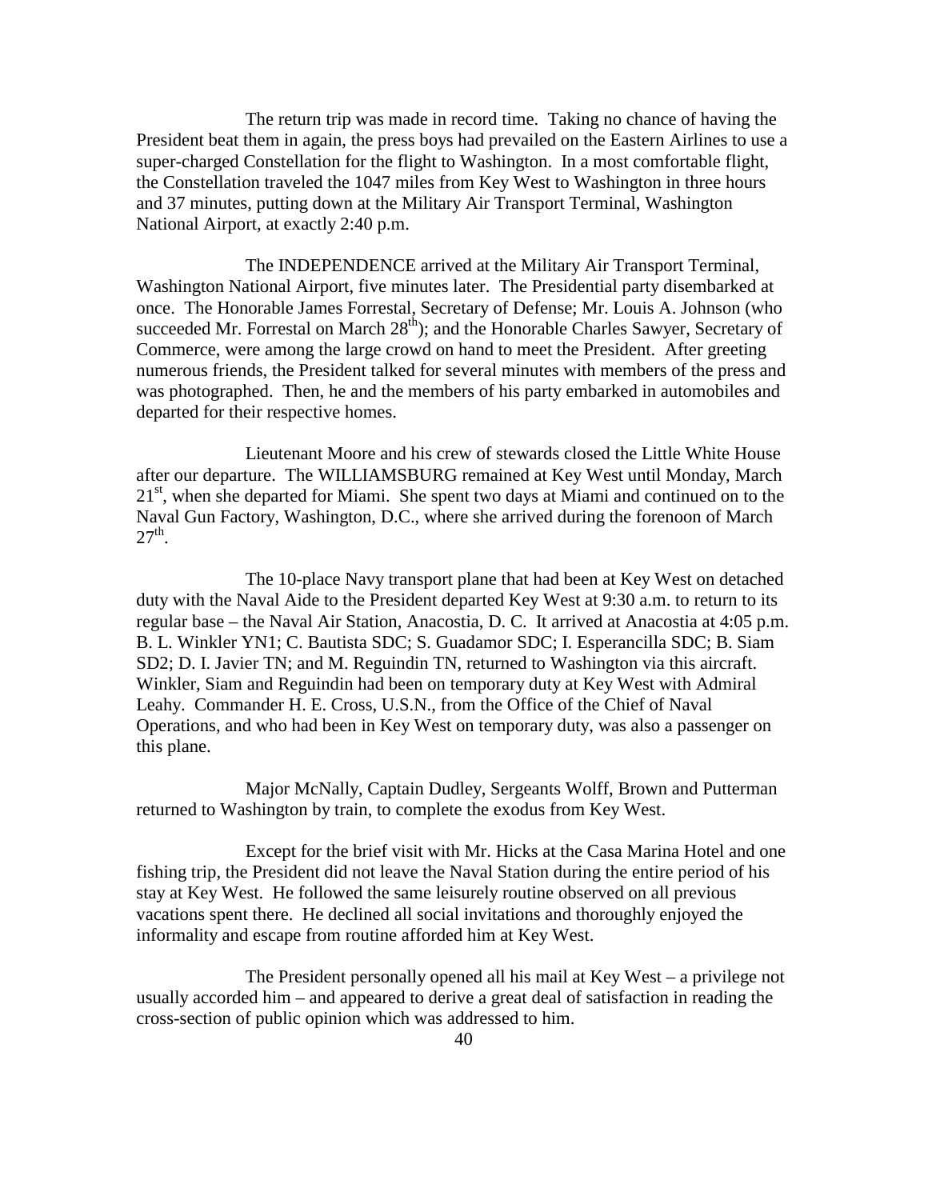The return trip was made in record time. Taking no chance of having the President beat them in again, the press boys had prevailed on the Eastern Airlines to use a super-charged Constellation for the flight to Washington. In a most comfortable flight, the Constellation traveled the 1047 miles from Key West to Washington in three hours and 37 minutes, putting down at the Military Air Transport Terminal, Washington National Airport, at exactly 2:40 p.m.

The INDEPENDENCE arrived at the Military Air Transport Terminal, Washington National Airport, five minutes later. The Presidential party disembarked at once. The Honorable James Forrestal, Secretary of Defense; Mr. Louis A. Johnson (who succeeded Mr. Forrestal on March 28th); and the Honorable Charles Sawyer, Secretary of Commerce, were among the large crowd on hand to meet the President. After greeting numerous friends, the President talked for several minutes with members of the press and was photographed. Then, he and the members of his party embarked in automobiles and departed for their respective homes.

Lieutenant Moore and his crew of stewards closed the Little White House after our departure. The WILLIAMSBURG remained at Key West until Monday, March 21st, when she departed for Miami. She spent two days at Miami and continued on to the Naval Gun Factory, Washington, D.C., where she arrived during the forenoon of March 27th.

The 10-place Navy transport plane that had been at Key West on detached duty with the Naval Aide to the President departed Key West at 9:30 a.m. to return to its regular base – the Naval Air Station, Anacostia, D. C. It arrived at Anacostia at 4:05 p.m. B. L. Winkler YN1; C. Bautista SDC; S. Guadamor SDC; I. Esperancilla SDC; B. Siam SD2; D. I. Javier TN; and M. Reguindin TN, returned to Washington via this aircraft. Winkler, Siam and Reguindin had been on temporary duty at Key West with Admiral Leahy. Commander H. E. Cross, U.S.N., from the Office of the Chief of Naval Operations, and who had been in Key West on temporary duty, was also a passenger on this plane.

Major McNally, Captain Dudley, Sergeants Wolff, Brown and Putterman returned to Washington by train, to complete the exodus from Key West.

Except for the brief visit with Mr. Hicks at the Casa Marina Hotel and one fishing trip, the President did not leave the Naval Station during the entire period of his stay at Key West. He followed the same leisurely routine observed on all previous vacations spent there. He declined all social invitations and thoroughly enjoyed the informality and escape from routine afforded him at Key West.

The President personally opened all his mail at Key West – a privilege not usually accorded him – and appeared to derive a great deal of satisfaction in reading the cross-section of public opinion which was addressed to him.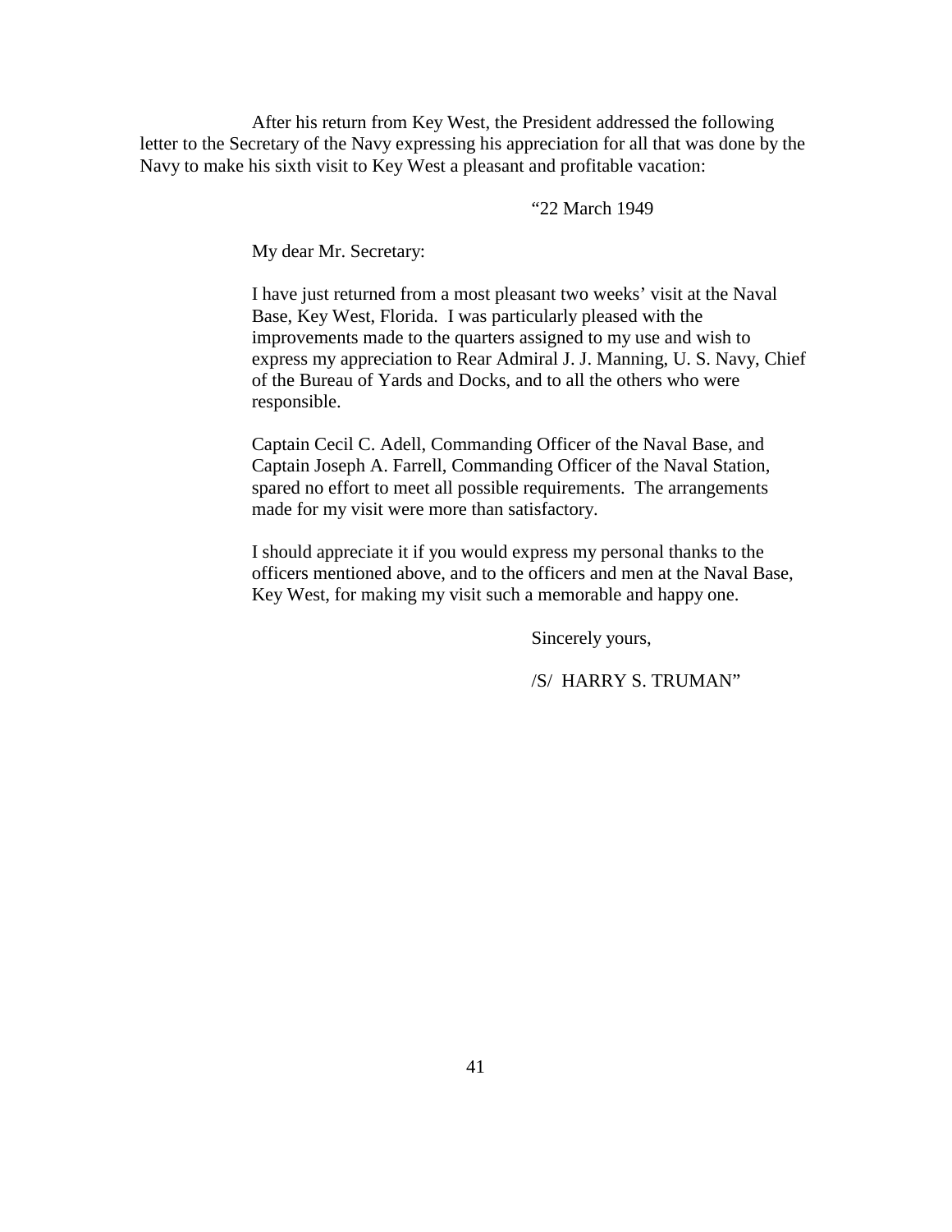After his return from Key West, the President addressed the following letter to the Secretary of the Navy expressing his appreciation for all that was done by the Navy to make his sixth visit to Key West a pleasant and profitable vacation:

> "22 March 1949
>
> My dear Mr. Secretary:
>
> I have just returned from a most pleasant two weeks' visit at the Naval Base, Key West, Florida. I was particularly pleased with the improvements made to the quarters assigned to my use and wish to express my appreciation to Rear Admiral J. J. Manning, U. S. Navy, Chief of the Bureau of Yards and Docks, and to all the others who were responsible.
>
> Captain Cecil C. Adell, Commanding Officer of the Naval Base, and Captain Joseph A. Farrell, Commanding Officer of the Naval Station, spared no effort to meet all possible requirements. The arrangements made for my visit were more than satisfactory.
>
> I should appreciate it if you would express my personal thanks to the officers mentioned above, and to the officers and men at the Naval Base, Key West, for making my visit such a memorable and happy one.
>
> Sincerely yours,
>
> /S/ HARRY S. TRUMAN"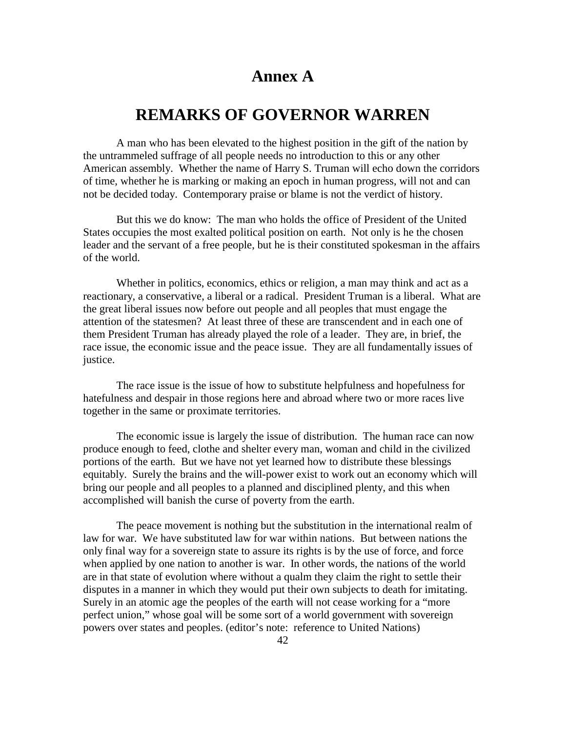# Annex A

## REMARKS OF GOVERNOR WARREN

A man who has been elevated to the highest position in the gift of the nation by the untrammeled suffrage of all people needs no introduction to this or any other American assembly. Whether the name of Harry S. Truman will echo down the corridors of time, whether he is marking or making an epoch in human progress, will not and can not be decided today. Contemporary praise or blame is not the verdict of history.

But this we do know: The man who holds the office of President of the United States occupies the most exalted political position on earth. Not only is he the chosen leader and the servant of a free people, but he is their constituted spokesman in the affairs of the world.

Whether in politics, economics, ethics or religion, a man may think and act as a reactionary, a conservative, a liberal or a radical. President Truman is a liberal. What are the great liberal issues now before out people and all peoples that must engage the attention of the statesmen? At least three of these are transcendent and in each one of them President Truman has already played the role of a leader. They are, in brief, the race issue, the economic issue and the peace issue. They are all fundamentally issues of justice.

The race issue is the issue of how to substitute helpfulness and hopefulness for hatefulness and despair in those regions here and abroad where two or more races live together in the same or proximate territories.

The economic issue is largely the issue of distribution. The human race can now produce enough to feed, clothe and shelter every man, woman and child in the civilized portions of the earth. But we have not yet learned how to distribute these blessings equitably. Surely the brains and the will-power exist to work out an economy which will bring our people and all peoples to a planned and disciplined plenty, and this when accomplished will banish the curse of poverty from the earth.

The peace movement is nothing but the substitution in the international realm of law for war. We have substituted law for war within nations. But between nations the only final way for a sovereign state to assure its rights is by the use of force, and force when applied by one nation to another is war. In other words, the nations of the world are in that state of evolution where without a qualm they claim the right to settle their disputes in a manner in which they would put their own subjects to death for imitating. Surely in an atomic age the peoples of the earth will not cease working for a "more perfect union," whose goal will be some sort of a world government with sovereign powers over states and peoples. (editor's note: reference to United Nations)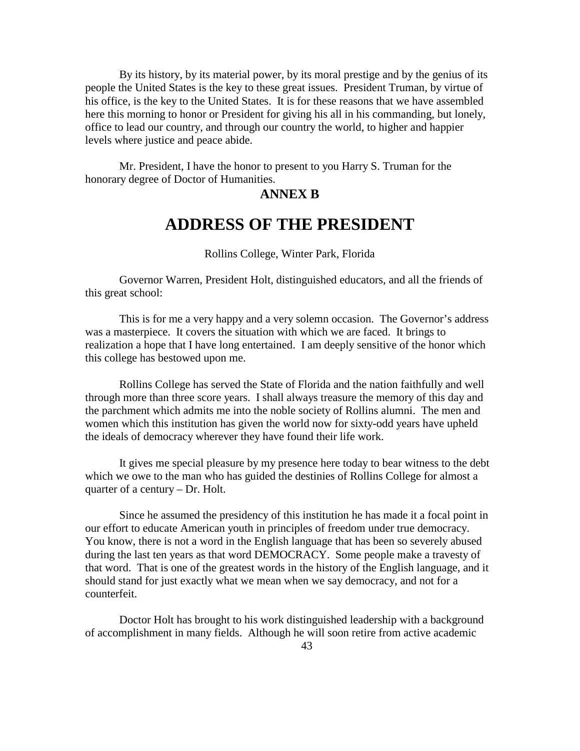By its history, by its material power, by its moral prestige and by the genius of its people the United States is the key to these great issues. President Truman, by virtue of his office, is the key to the United States. It is for these reasons that we have assembled here this morning to honor or President for giving his all in his commanding, but lonely, office to lead our country, and through our country the world, to higher and happier levels where justice and peace abide.

Mr. President, I have the honor to present to you Harry S. Truman for the honorary degree of Doctor of Humanities.

**ANNEX B**

# ADDRESS OF THE PRESIDENT

Rollins College, Winter Park, Florida

Governor Warren, President Holt, distinguished educators, and all the friends of this great school:

This is for me a very happy and a very solemn occasion. The Governor's address was a masterpiece. It covers the situation with which we are faced. It brings to realization a hope that I have long entertained. I am deeply sensitive of the honor which this college has bestowed upon me.

Rollins College has served the State of Florida and the nation faithfully and well through more than three score years. I shall always treasure the memory of this day and the parchment which admits me into the noble society of Rollins alumni. The men and women which this institution has given the world now for sixty-odd years have upheld the ideals of democracy wherever they have found their life work.

It gives me special pleasure by my presence here today to bear witness to the debt which we owe to the man who has guided the destinies of Rollins College for almost a quarter of a century – Dr. Holt.

Since he assumed the presidency of this institution he has made it a focal point in our effort to educate American youth in principles of freedom under true democracy. You know, there is not a word in the English language that has been so severely abused during the last ten years as that word DEMOCRACY. Some people make a travesty of that word. That is one of the greatest words in the history of the English language, and it should stand for just exactly what we mean when we say democracy, and not for a counterfeit.

Doctor Holt has brought to his work distinguished leadership with a background of accomplishment in many fields. Although he will soon retire from active academic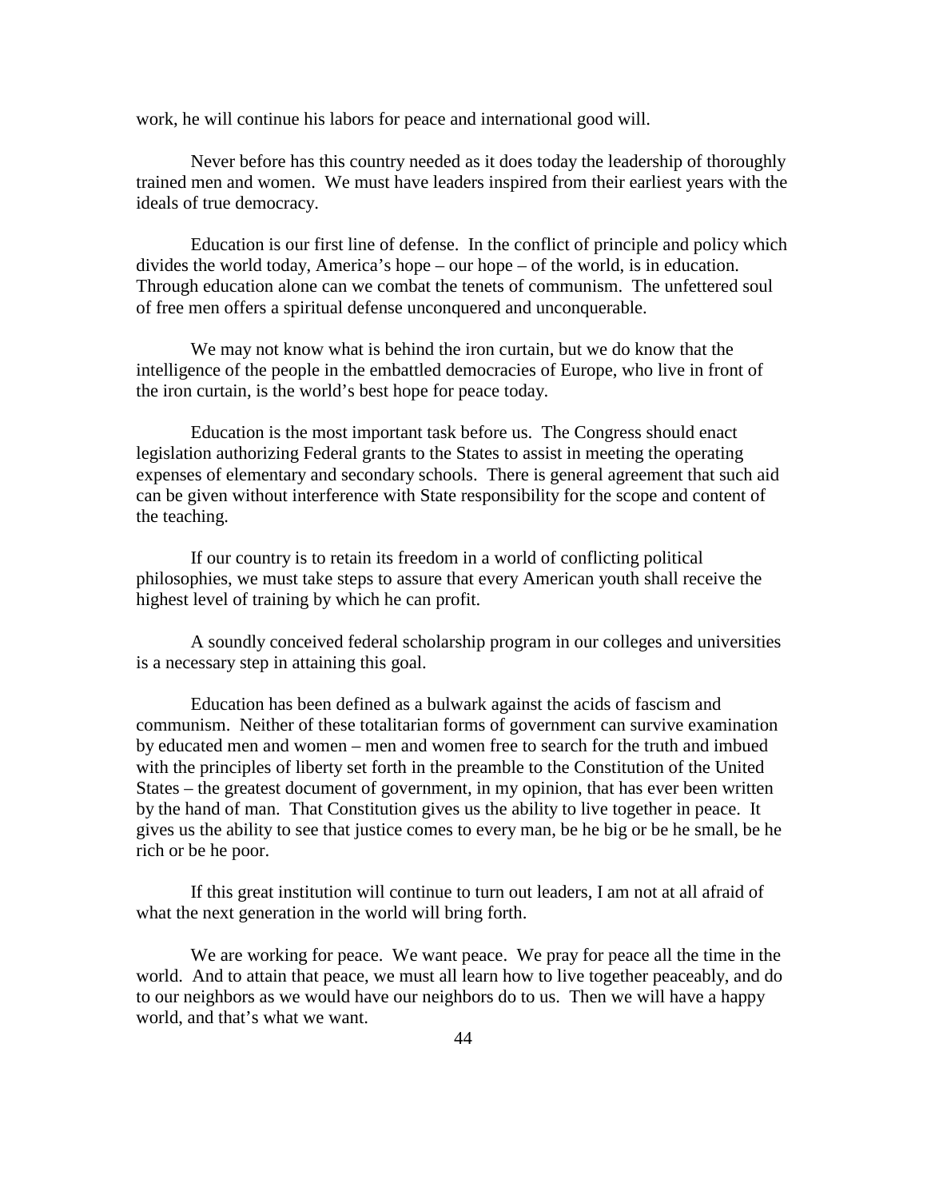work, he will continue his labors for peace and international good will.

Never before has this country needed as it does today the leadership of thoroughly trained men and women. We must have leaders inspired from their earliest years with the ideals of true democracy.

Education is our first line of defense. In the conflict of principle and policy which divides the world today, America's hope – our hope – of the world, is in education. Through education alone can we combat the tenets of communism. The unfettered soul of free men offers a spiritual defense unconquered and unconquerable.

We may not know what is behind the iron curtain, but we do know that the intelligence of the people in the embattled democracies of Europe, who live in front of the iron curtain, is the world's best hope for peace today.

Education is the most important task before us. The Congress should enact legislation authorizing Federal grants to the States to assist in meeting the operating expenses of elementary and secondary schools. There is general agreement that such aid can be given without interference with State responsibility for the scope and content of the teaching.

If our country is to retain its freedom in a world of conflicting political philosophies, we must take steps to assure that every American youth shall receive the highest level of training by which he can profit.

A soundly conceived federal scholarship program in our colleges and universities is a necessary step in attaining this goal.

Education has been defined as a bulwark against the acids of fascism and communism. Neither of these totalitarian forms of government can survive examination by educated men and women – men and women free to search for the truth and imbued with the principles of liberty set forth in the preamble to the Constitution of the United States – the greatest document of government, in my opinion, that has ever been written by the hand of man. That Constitution gives us the ability to live together in peace. It gives us the ability to see that justice comes to every man, be he big or be he small, be he rich or be he poor.

If this great institution will continue to turn out leaders, I am not at all afraid of what the next generation in the world will bring forth.

We are working for peace. We want peace. We pray for peace all the time in the world. And to attain that peace, we must all learn how to live together peaceably, and do to our neighbors as we would have our neighbors do to us. Then we will have a happy world, and that's what we want.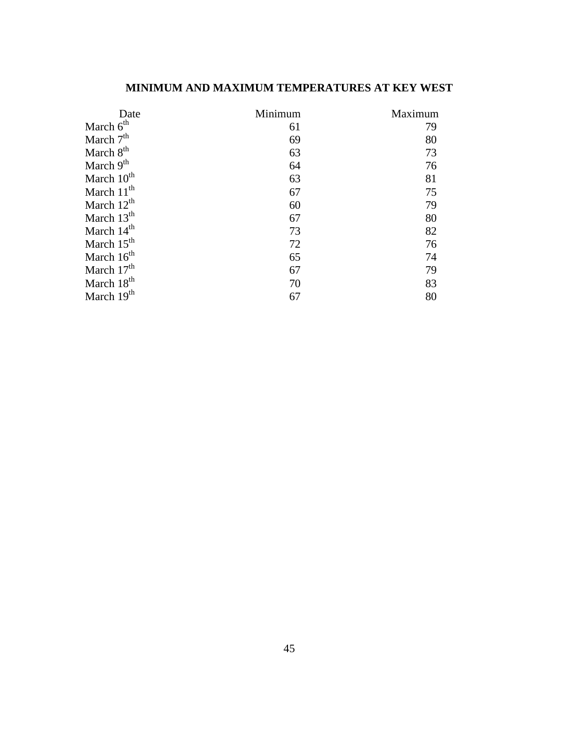**MINIMUM AND MAXIMUM TEMPERATURES AT KEY WEST**

| Date | Minimum | Maximum |
|---|---|---|
| March 6th | 61 | 79 |
| March 7th | 69 | 80 |
| March 8th | 63 | 73 |
| March 9th | 64 | 76 |
| March 10th | 63 | 81 |
| March 11th | 67 | 75 |
| March 12th | 60 | 79 |
| March 13th | 67 | 80 |
| March 14th | 73 | 82 |
| March 15th | 72 | 76 |
| March 16th | 65 | 74 |
| March 17th | 67 | 79 |
| March 18th | 70 | 83 |
| March 19th | 67 | 80 |